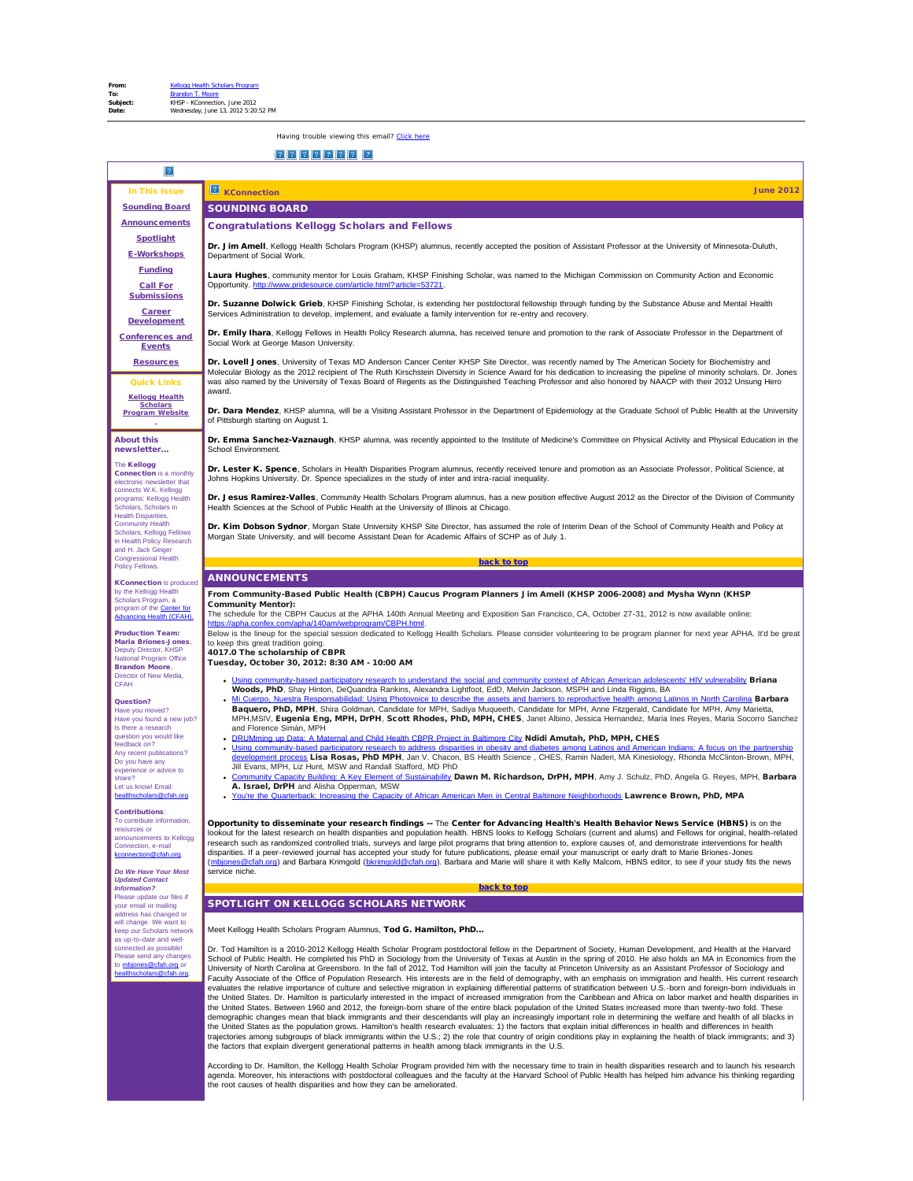**From:** Kellogg Health Scholars Program
**To:** Brandon T. Moore
**Subject:** KHSP - KConnection, June 2012
**Date:** Wednesday, June 13, 2012 5:20:52 PM

Having trouble viewing this email? Click here

**In This Issue**

- Sounding Board
- Announcements
- Spotlight
- E-Workshops
- Funding
- Call For Submissions
- Career Development
- Conferences and Events
- Resources

**Quick Links**

Kellogg Health Scholars Program Website

**About this newsletter...**

The **Kellogg Connection** is a monthly electronic newsletter that connects W.K. Kellogg programs: Kellogg Health Scholars, Scholars in Health Disparities, Community Health Scholars, Kellogg Fellows in Health Policy Research and H. Jack Geiger Congressional Health Policy Fellows.

**KConnection** is produced by the Kellogg Health Scholars Program, a program of the Center for Advancing Health (CFAH).

**Production Team:**
**Maria Briones-Jones**, Deputy Director, KHSP National Program Office
**Brandon Moore**, Director of New Media, CFAH

**Question?**
Have you moved?
Have you found a new job?
Is there a research question you would like feedback on?
Any recent publications?
Do you have any experience or advice to share?
Let us know! Email: healthscholars@cfah.org

**Contributions**:
To contribute information, resources or announcements to Kellogg Connection, e-mail kconnection@cfah.org.

***Do We Have Your Most Updated Contact Information?***
Please update our files if your email or mailing address has changed or will change. We want to keep our Scholars network as up-to-date and well-connected as possible! Please send any changes to mbjones@cfah.org or healthscholars@cfah.org.

---

**KConnection** — **June 2012**

## SOUNDING BOARD

### Congratulations Kellogg Scholars and Fellows

**Dr. Jim Amell**, Kellogg Health Scholars Program (KHSP) alumnus, recently accepted the position of Assistant Professor at the University of Minnesota-Duluth, Department of Social Work.

**Laura Hughes**, community mentor for Louis Graham, KHSP Finishing Scholar, was named to the Michigan Commission on Community Action and Economic Opportunity. http://www.pridesource.com/article.html?article=53721.

**Dr. Suzanne Dolwick Grieb**, KHSP Finishing Scholar, is extending her postdoctoral fellowship through funding by the Substance Abuse and Mental Health Services Administration to develop, implement, and evaluate a family intervention for re-entry and recovery.

**Dr. Emily Ihara**, Kellogg Fellows in Health Policy Research alumna, has received tenure and promotion to the rank of Associate Professor in the Department of Social Work at George Mason University.

**Dr. Lovell Jones**, University of Texas MD Anderson Cancer Center KHSP Site Director, was recently named by The American Society for Biochemistry and Molecular Biology as the 2012 recipient of The Ruth Kirschstein Diversity in Science Award for his dedication to increasing the pipeline of minority scholars. Dr. Jones was also named by the University of Texas Board of Regents as the Distinguished Teaching Professor and also honored by NAACP with their 2012 Unsung Hero award.

**Dr. Dara Mendez**, KHSP alumna, will be a Visiting Assistant Professor in the Department of Epidemiology at the Graduate School of Public Health at the University of Pittsburgh starting on August 1.

**Dr. Emma Sanchez-Vaznaugh**, KHSP alumna, was recently appointed to the Institute of Medicine's Committee on Physical Activity and Physical Education in the School Environment.

**Dr. Lester K. Spence**, Scholars in Health Disparities Program alumnus, recently received tenure and promotion as an Associate Professor, Political Science, at Johns Hopkins University. Dr. Spence specializes in the study of inter and intra-racial inequality.

**Dr. Jesus Ramirez-Valles**, Community Health Scholars Program alumnus, has a new position effective August 2012 as the Director of the Division of Community Health Sciences at the School of Public Health at the University of Illinois at Chicago.

**Dr. Kim Dobson Sydnor**, Morgan State University KHSP Site Director, has assumed the role of Interim Dean of the School of Community Health and Policy at Morgan State University, and will become Assistant Dean for Academic Affairs of SCHP as of July 1.

back to top

## ANNOUNCEMENTS

**From Community-Based Public Health (CBPH) Caucus Program Planners Jim Amell (KHSP 2006-2008) and Mysha Wynn (KHSP Community Mentor):**
The schedule for the CBPH Caucus at the APHA 140th Annual Meeting and Exposition San Francisco, CA, October 27-31, 2012 is now available online: https://apha.confex.com/apha/140am/webprogram/CBPH.html.
Below is the lineup for the special session dedicated to Kellogg Health Scholars. Please consider volunteering to be program planner for next year APHA. It'd be great to keep this great tradition going.
**4017.0 The scholarship of CBPR**
**Tuesday, October 30, 2012: 8:30 AM - 10:00 AM**

- Using community-based participatory research to understand the social and community context of African American adolescents' HIV vulnerability **Briana Woods, PhD**, Shay Hinton, DeQuandra Rankins, Alexandra Lightfoot, EdD, Melvin Jackson, MSPH and Linda Riggins, BA
- Mi Cuerpo, Nuestra Responsabilidad: Using Photovoice to describe the assets and barriers to reproductive health among Latinos in North Carolina **Barbara Baquero, PhD, MPH**, Shira Goldman, Candidate for MPH, Sadiya Muqueeth, Candidate for MPH, Anne Fitzgerald, Candidate for MPH, Amy Marietta, MPH,MSIV, **Eugenia Eng, MPH, DrPH**, **Scott Rhodes, PhD, MPH, CHES**, Janet Albino, Jessica Hernandez, Maria Ines Reyes, Maria Socorro Sanchez and Florence Simán, MPH
- DRUMming up Data: A Maternal and Child Health CBPR Project in Baltimore City **Ndidi Amutah, PhD, MPH, CHES**
- Using community-based participatory research to address disparities in obesity and diabetes among Latinos and American Indians: A focus on the partnership development process **Lisa Rosas, PhD MPH**, Jan V. Chacon, BS Health Science , CHES, Ramin Naderi, MA Kinesiology, Rhonda McClinton-Brown, MPH, Jill Evans, MPH, Liz Hunt, MSW and Randall Stafford, MD PhD
- Community Capacity Building: A Key Element of Sustainability **Dawn M. Richardson, DrPH, MPH**, Amy J. Schulz, PhD, Angela G. Reyes, MPH, **Barbara A. Israel, DrPH** and Alisha Opperman, MSW
- You're the Quarterback: Increasing the Capacity of African American Men in Central Baltimore Neighborhoods **Lawrence Brown, PhD, MPA**

**Opportunity to disseminate your research findings --** The **Center for Advancing Health's Health Behavior News Service (HBNS)** is on the lookout for the latest research on health disparities and population health. HBNS looks to Kellogg Scholars (current and alums) and Fellows for original, health-related research such as randomized controlled trials, surveys and large pilot programs that bring attention to, explore causes of, and demonstrate interventions for health disparities. If a peer-reviewed journal has accepted your study for future publications, please email your manuscript or early draft to Marie Briones-Jones (mbjones@cfah.org) and Barbara Krimgold (bkrimgold@cfah.org). Barbara and Marie will share it with Kelly Malcom, HBNS editor, to see if your study fits the news service niche.

back to top

## SPOTLIGHT ON KELLOGG SCHOLARS NETWORK

Meet Kellogg Health Scholars Program Alumnus, **Tod G. Hamilton, PhD...**

Dr. Tod Hamilton is a 2010-2012 Kellogg Health Scholar Program postdoctoral fellow in the Department of Society, Human Development, and Health at the Harvard School of Public Health. He completed his PhD in Sociology from the University of Texas at Austin in the spring of 2010. He also holds an MA in Economics from the University of North Carolina at Greensboro. In the fall of 2012, Tod Hamilton will join the faculty at Princeton University as an Assistant Professor of Sociology and Faculty Associate of the Office of Population Research. His interests are in the field of demography, with an emphasis on immigration and health. His current research evaluates the relative importance of culture and selective migration in explaining differential patterns of stratification between U.S.-born and foreign-born individuals in the United States. Dr. Hamilton is particularly interested in the impact of increased immigration from the Caribbean and Africa on labor market and health disparities in the United States. Between 1960 and 2012, the foreign-born share of the entire black population of the United States increased more than twenty-two fold. These demographic changes mean that black immigrants and their descendants will play an increasingly important role in determining the welfare and health of all blacks in the United States as the population grows. Hamilton's health research evaluates: 1) the factors that explain initial differences in health and differences in health trajectories among subgroups of black immigrants within the U.S.; 2) the role that country of origin conditions play in explaining the health of black immigrants; and 3) the factors that explain divergent generational patterns in health among black immigrants in the U.S.

According to Dr. Hamilton, the Kellogg Health Scholar Program provided him with the necessary time to train in health disparities research and to launch his research agenda. Moreover, his interactions with postdoctoral colleagues and the faculty at the Harvard School of Public Health has helped him advance his thinking regarding the root causes of health disparities and how they can be ameliorated.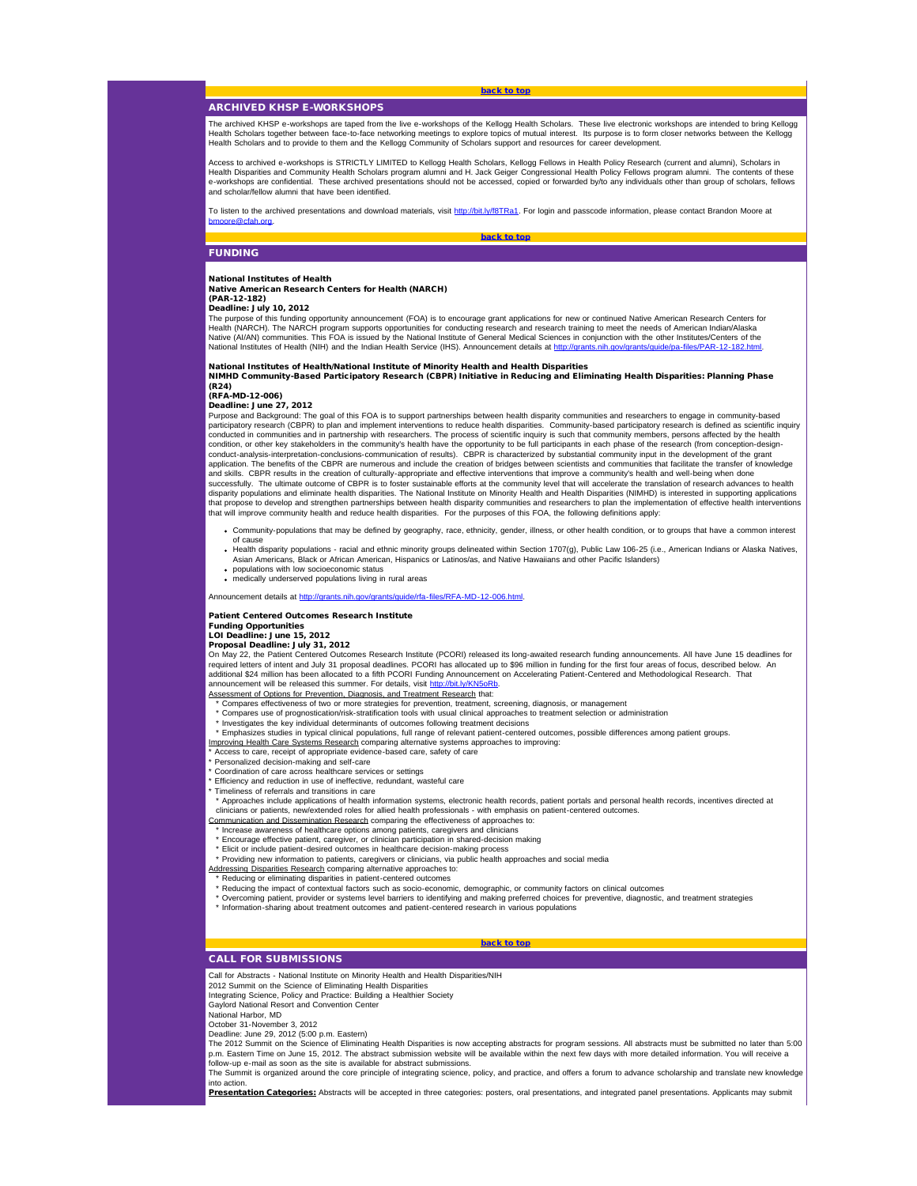[back to top](#)

## ARCHIVED KHSP E-WORKSHOPS

The archived KHSP e-workshops are taped from the live e-workshops of the Kellogg Health Scholars. These live electronic workshops are intended to bring Kellogg Health Scholars together between face-to-face networking meetings to explore topics of mutual interest. Its purpose is to form closer networks between the Kellogg Health Scholars and to provide to them and the Kellogg Community of Scholars support and resources for career development.

Access to archived e-workshops is STRICTLY LIMITED to Kellogg Health Scholars, Kellogg Fellows in Health Policy Research (current and alumni), Scholars in Health Disparities and Community Health Scholars program alumni and H. Jack Geiger Congressional Health Policy Fellows program alumni. The contents of these e-workshops are confidential. These archived presentations should not be accessed, copied or forwarded by/to any individuals other than group of scholars, fellows and scholar/fellow alumni that have been identified.

To listen to the archived presentations and download materials, visit http://bit.ly/f8TRa1. For login and passcode information, please contact Brandon Moore at bmoore@cfah.org.

[back to top](#)

## FUNDING

**National Institutes of Health**
**Native American Research Centers for Health (NARCH)**
**(PAR-12-182)**
**Deadline: July 10, 2012**
The purpose of this funding opportunity announcement (FOA) is to encourage grant applications for new or continued Native American Research Centers for Health (NARCH). The NARCH program supports opportunities for conducting research and research training to meet the needs of American Indian/Alaska Native (AI/AN) communities. This FOA is issued by the National Institute of General Medical Sciences in conjunction with the other Institutes/Centers of the National Institutes of Health (NIH) and the Indian Health Service (IHS). Announcement details at http://grants.nih.gov/grants/guide/pa-files/PAR-12-182.html.

**National Institutes of Health/National Institute of Minority Health and Health Disparities**
**NIMHD Community-Based Participatory Research (CBPR) Initiative in Reducing and Eliminating Health Disparities: Planning Phase (R24)**
**(RFA-MD-12-006)**
**Deadline: June 27, 2012**
Purpose and Background: The goal of this FOA is to support partnerships between health disparity communities and researchers to engage in community-based participatory research (CBPR) to plan and implement interventions to reduce health disparities. Community-based participatory research is defined as scientific inquiry conducted in communities and in partnership with researchers. The process of scientific inquiry is such that community members, persons affected by the health condition, or other key stakeholders in the community's health have the opportunity to be full participants in each phase of the research (from conception-design-conduct-analysis-interpretation-conclusions-communication of results). CBPR is characterized by substantial community input in the development of the grant application. The benefits of the CBPR are numerous and include the creation of bridges between scientists and communities that facilitate the transfer of knowledge and skills. CBPR results in the creation of culturally-appropriate and effective interventions that improve a community's health and well-being when done successfully. The ultimate outcome of CBPR is to foster sustainable efforts at the community level that will accelerate the translation of research advances to health disparity populations and eliminate health disparities. The National Institute on Minority Health and Health Disparities (NIMHD) is interested in supporting applications that propose to develop and strengthen partnerships between health disparity communities and researchers to plan the implementation of effective health interventions that will improve community health and reduce health disparities. For the purposes of this FOA, the following definitions apply:

- Community-populations that may be defined by geography, race, ethnicity, gender, illness, or other health condition, or to groups that have a common interest of cause
- Health disparity populations - racial and ethnic minority groups delineated within Section 1707(g), Public Law 106-25 (i.e., American Indians or Alaska Natives, Asian Americans, Black or African American, Hispanics or Latinos/as, and Native Hawaiians and other Pacific Islanders)
- populations with low socioeconomic status
- medically underserved populations living in rural areas

Announcement details at http://grants.nih.gov/grants/guide/rfa-files/RFA-MD-12-006.html.

**Patient Centered Outcomes Research Institute**
**Funding Opportunities**
**LOI Deadline: June 15, 2012**
**Proposal Deadline: July 31, 2012**
On May 22, the Patient Centered Outcomes Research Institute (PCORI) released its long-awaited research funding announcements. All have June 15 deadlines for required letters of intent and July 31 proposal deadlines. PCORI has allocated up to $96 million in funding for the first four areas of focus, described below. An additional $24 million has been allocated to a fifth PCORI Funding Announcement on Accelerating Patient-Centered and Methodological Research. That announcement will be released this summer. For details, visit http://bit.ly/KN5oRb.

<u>Assessment of Options for Prevention, Diagnosis, and Treatment Research</u> that:
 * Compares effectiveness of two or more strategies for prevention, treatment, screening, diagnosis, or management
 * Compares use of prognostication/risk-stratification tools with usual clinical approaches to treatment selection or administration
 * Investigates the key individual determinants of outcomes following treatment decisions
 * Emphasizes studies in typical clinical populations, full range of relevant patient-centered outcomes, possible differences among patient groups.

<u>Improving Health Care Systems Research</u> comparing alternative systems approaches to improving:
* Access to care, receipt of appropriate evidence-based care, safety of care
* Personalized decision-making and self-care
* Coordination of care across healthcare services or settings
* Efficiency and reduction in use of ineffective, redundant, wasteful care
* Timeliness of referrals and transitions in care
 * Approaches include applications of health information systems, electronic health records, patient portals and personal health records, incentives directed at clinicians or patients, new/extended roles for allied health professionals - with emphasis on patient-centered outcomes.

<u>Communication and Dissemination Research</u> comparing the effectiveness of approaches to:
 * Increase awareness of healthcare options among patients, caregivers and clinicians
 * Encourage effective patient, caregiver, or clinician participation in shared-decision making
 * Elicit or include patient-desired outcomes in healthcare decision-making process
 * Providing new information to patients, caregivers or clinicians, via public health approaches and social media

<u>Addressing Disparities Research</u> comparing alternative approaches to:
 * Reducing or eliminating disparities in patient-centered outcomes
 * Reducing the impact of contextual factors such as socio-economic, demographic, or community factors on clinical outcomes
 * Overcoming patient, provider or systems level barriers to identifying and making preferred choices for preventive, diagnostic, and treatment strategies
 * Information-sharing about treatment outcomes and patient-centered research in various populations

[back to top](#)

## CALL FOR SUBMISSIONS

Call for Abstracts - National Institute on Minority Health and Health Disparities/NIH
2012 Summit on the Science of Eliminating Health Disparities
Integrating Science, Policy and Practice: Building a Healthier Society
Gaylord National Resort and Convention Center
National Harbor, MD
October 31-November 3, 2012
Deadline: June 29, 2012 (5:00 p.m. Eastern)
The 2012 Summit on the Science of Eliminating Health Disparities is now accepting abstracts for program sessions. All abstracts must be submitted no later than 5:00 p.m. Eastern Time on June 15, 2012. The abstract submission website will be available within the next few days with more detailed information. You will receive a follow-up e-mail as soon as the site is available for abstract submissions.
The Summit is organized around the core principle of integrating science, policy, and practice, and offers a forum to advance scholarship and translate new knowledge into action.
**<u>Presentation Categories:</u>** Abstracts will be accepted in three categories: posters, oral presentations, and integrated panel presentations. Applicants may submit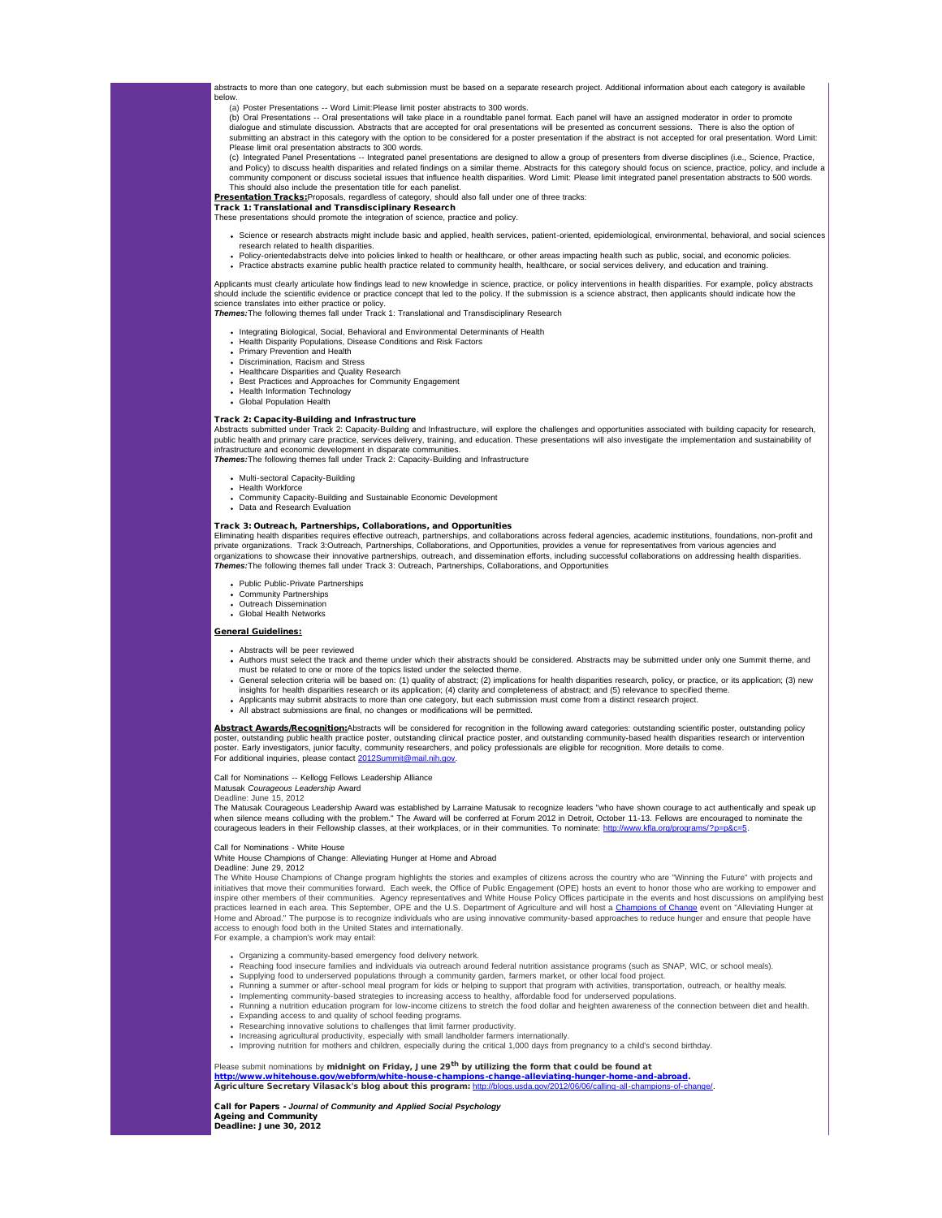abstracts to more than one category, but each submission must be based on a separate research project. Additional information about each category is available below.

(a) Poster Presentations -- Word Limit:Please limit poster abstracts to 300 words.

(b) Oral Presentations -- Oral presentations will take place in a roundtable panel format. Each panel will have an assigned moderator in order to promote dialogue and stimulate discussion. Abstracts that are accepted for oral presentations will be presented as concurrent sessions. There is also the option of submitting an abstract in this category with the option to be considered for a poster presentation if the abstract is not accepted for oral presentation. Word Limit: Please limit oral presentation abstracts to 300 words.

(c) Integrated Panel Presentations -- Integrated panel presentations are designed to allow a group of presenters from diverse disciplines (i.e., Science, Practice, and Policy) to discuss health disparities and related findings on a similar theme. Abstracts for this category should focus on science, practice, policy, and include a community component or discuss societal issues that influence health disparities. Word Limit: Please limit integrated panel presentation abstracts to 500 words. This should also include the presentation title for each panelist.

**Presentation Tracks:**Proposals, regardless of category, should also fall under one of three tracks:

**Track 1: Translational and Transdisciplinary Research**

These presentations should promote the integration of science, practice and policy.

- Science or research abstracts might include basic and applied, health services, patient-oriented, epidemiological, environmental, behavioral, and social sciences research related to health disparities.
- Policy-orientedabstracts delve into policies linked to health or healthcare, or other areas impacting health such as public, social, and economic policies.
- Practice abstracts examine public health practice related to community health, healthcare, or social services delivery, and education and training.

Applicants must clearly articulate how findings lead to new knowledge in science, practice, or policy interventions in health disparities. For example, policy abstracts should include the scientific evidence or practice concept that led to the policy. If the submission is a science abstract, then applicants should indicate how the science translates into either practice or policy.

***Themes:***The following themes fall under Track 1: Translational and Transdisciplinary Research

- Integrating Biological, Social, Behavioral and Environmental Determinants of Health
- Health Disparity Populations, Disease Conditions and Risk Factors
- Primary Prevention and Health
- Discrimination, Racism and Stress
- Healthcare Disparities and Quality Research
- Best Practices and Approaches for Community Engagement
- Health Information Technology
- Global Population Health

**Track 2: Capacity-Building and Infrastructure**

Abstracts submitted under Track 2: Capacity-Building and Infrastructure, will explore the challenges and opportunities associated with building capacity for research, public health and primary care practice, services delivery, training, and education. These presentations will also investigate the implementation and sustainability of infrastructure and economic development in disparate communities.

***Themes:***The following themes fall under Track 2: Capacity-Building and Infrastructure

- Multi-sectoral Capacity-Building
- Health Workforce
- Community Capacity-Building and Sustainable Economic Development
- Data and Research Evaluation

**Track 3: Outreach, Partnerships, Collaborations, and Opportunities**

Eliminating health disparities requires effective outreach, partnerships, and collaborations across federal agencies, academic institutions, foundations, non-profit and private organizations. Track 3:Outreach, Partnerships, Collaborations, and Opportunities, provides a venue for representatives from various agencies and organizations to showcase their innovative partnerships, outreach, and dissemination efforts, including successful collaborations on addressing health disparities.

***Themes:***The following themes fall under Track 3: Outreach, Partnerships, Collaborations, and Opportunities

- Public Public-Private Partnerships
- Community Partnerships
- Outreach Dissemination
- Global Health Networks

**General Guidelines:**

- Abstracts will be peer reviewed
- Authors must select the track and theme under which their abstracts should be considered. Abstracts may be submitted under only one Summit theme, and must be related to one or more of the topics listed under the selected theme.
- General selection criteria will be based on: (1) quality of abstract; (2) implications for health disparities research, policy, or practice, or its application; (3) new insights for health disparities research or its application; (4) clarity and completeness of abstract; and (5) relevance to specified theme.
- Applicants may submit abstracts to more than one category, but each submission must come from a distinct research project.
- All abstract submissions are final, no changes or modifications will be permitted.

**Abstract Awards/Recognition:**Abstracts will be considered for recognition in the following award categories: outstanding scientific poster, outstanding policy poster, outstanding public health practice poster, outstanding clinical practice poster, and outstanding community-based health disparities research or intervention poster. Early investigators, junior faculty, community researchers, and policy professionals are eligible for recognition. More details to come.

For additional inquiries, please contact [2012Summit@mail.nih.gov](mailto:2012Summit@mail.nih.gov).

Call for Nominations -- Kellogg Fellows Leadership Alliance

Matusak *Courageous Leadership* Award

Deadline: June 15, 2012

The Matusak Courageous Leadership Award was established by Larraine Matusak to recognize leaders "who have shown courage to act authentically and speak up when silence means colluding with the problem." The Award will be conferred at Forum 2012 in Detroit, October 11-13. Fellows are encouraged to nominate the courageous leaders in their Fellowship classes, at their workplaces, or in their communities. To nominate: [http://www.kfla.org/programs/?p=p&c=5](http://www.kfla.org/programs/?p=p&c=5).

Call for Nominations - White House

White House Champions of Change: Alleviating Hunger at Home and Abroad

Deadline: June 29, 2012

The White House Champions of Change program highlights the stories and examples of citizens across the country who are "Winning the Future" with projects and initiatives that move their communities forward. Each week, the Office of Public Engagement (OPE) hosts an event to honor those who are working to empower and inspire other members of their communities. Agency representatives and White House Policy Offices participate in the events and host discussions on amplifying best practices learned in each area. This September, OPE and the U.S. Department of Agriculture and will host a [Champions of Change](#) event on "Alleviating Hunger at Home and Abroad." The purpose is to recognize individuals who are using innovative community-based approaches to reduce hunger and ensure that people have access to enough food both in the United States and internationally.

For example, a champion's work may entail:

- Organizing a community-based emergency food delivery network.
- Reaching food insecure families and individuals via outreach around federal nutrition assistance programs (such as SNAP, WIC, or school meals).
- Supplying food to underserved populations through a community garden, farmers market, or other local food project.
- Running a summer or after-school meal program for kids or helping to support that program with activities, transportation, outreach, or healthy meals.
- Implementing community-based strategies to increasing access to healthy, affordable food for underserved populations.
- Running a nutrition education program for low-income citizens to stretch the food dollar and heighten awareness of the connection between diet and health.
- Expanding access to and quality of school feeding programs.
- Researching innovative solutions to challenges that limit farmer productivity.
- Increasing agricultural productivity, especially with small landholder farmers internationally.
- Improving nutrition for mothers and children, especially during the critical 1,000 days from pregnancy to a child's second birthday.

Please submit nominations by **midnight on Friday, June 29th by utilizing the form that could be found at [http://www.whitehouse.gov/webform/white-house-champions-change-alleviating-hunger-home-and-abroad](http://www.whitehouse.gov/webform/white-house-champions-change-alleviating-hunger-home-and-abroad).**

**Agriculture Secretary Vilasack's blog about this program:** [http://blogs.usda.gov/2012/06/06/calling-all-champions-of-change/](http://blogs.usda.gov/2012/06/06/calling-all-champions-of-change/).

**Call for Papers - *Journal of Community and Applied Social Psychology***

**Ageing and Community**

**Deadline: June 30, 2012**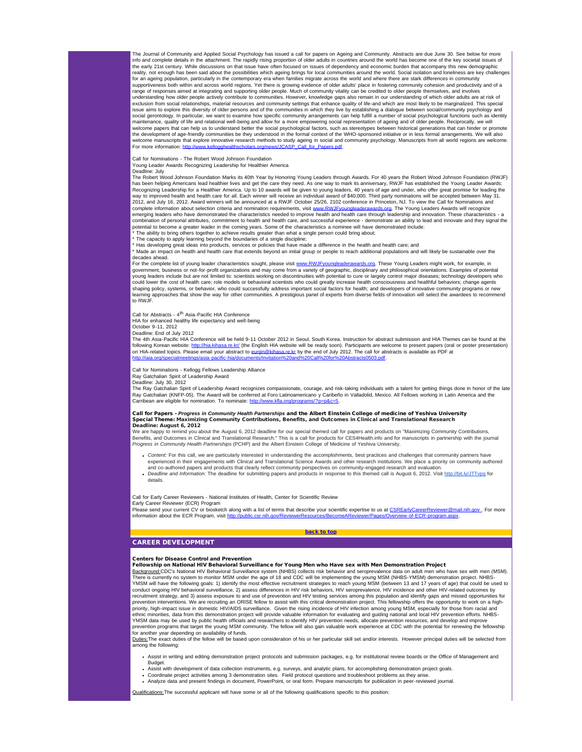The Journal of Community and Applied Social Psychology has issued a call for papers on Ageing and Community. Abstracts are due June 30. See below for more info and complete details in the attachment. The rapidly rising proportion of older adults in countries around the world has become one of the key societal issues of the early 21st century. While discussions on that issue have often focused on issues of dependency and economic burden that accompany this new demographic reality, not enough has been said about the possibilities which ageing brings for local communities around the world. Social isolation and loneliness are key challenges for an ageing population, particularly in the contemporary era when families migrate across the world and where there are stark differences in community supportiveness both within and across world regions. Yet there is growing evidence of older adults' place in fostering community cohesion and productivity and of a range of responses aimed at integrating and supporting older people. Much of community vitality can be credited to older people themselves, and involves understanding how older people actively contribute to communities. However, knowledge gaps also remain in our understanding of which older adults are at risk of exclusion from social relationships, material resources and community settings that enhance quality of life-and which are most likely to be marginalized. This special issue aims to explore this diversity of older persons and of the communities in which they live by establishing a dialogue between social/community psychology and social gerontology. In particular, we want to examine how specific community arrangements can help fulfill a number of social psychological functions such as identity maintenance, quality of life and relational well-being and allow for a more empowering social representation of ageing and of older people. Reciprocally, we will welcome papers that can help us to understand better the social psychological factors, such as stereotypes between historical generations that can hinder or promote the development of age-friendly communities be they understood in the formal context of the WHO-sponsored initiative or in less formal arrangements. We will also welcome manuscripts that explore innovative research methods to study ageing in social and community psychology. Manuscripts from all world regions are welcome. For more information: http://www.kellogghealthscholars.org/news/JCASP_Call_for_Papers.pdf.

Call for Nominations - The Robert Wood Johnson Foundation
Young Leader Awards Recognizing Leadership for Healthier America
Deadline: July

The Robert Wood Johnson Foundation Marks its 40th Year by Honoring Young Leaders through Awards. For 40 years the Robert Wood Johnson Foundation (RWJF) has been helping Americans lead healthier lives and get the care they need. As one way to mark its anniversary, RWJF has established the Young Leader Awards: Recognizing Leadership for a Healthier America. Up to 10 awards will be given to young leaders, 40 years of age and under, who offer great promise for leading the way to improved health and health care for all. Each winner will receive an individual award of $40,000. Third party nominations will be accepted between May 31, 2012, and July 16, 2012. Award winners will be announced at a RWJF October 25/26, 2102 conference in Princeton, NJ. To view the Call for Nominations and complete information about selection criteria and nomination requirements, visit www.RWJFyoungleaderawards.org. The Young Leaders Awards will recognize emerging leaders who have demonstrated the characteristics needed to improve health and health care through leadership and innovation. These characteristics - a combination of personal attributes, commitment to health and health care, and successful experience - demonstrate an ability to lead and innovate and they signal the potential to become a greater leader in the coming years. Some of the characteristics a nominee will have demonstrated include:

* The ability to bring others together to achieve results greater than what a single person could bring about;
* The capacity to apply learning beyond the boundaries of a single discipline;
* Has developing great ideas into products, services or policies that have made a difference in the health and health care; and
* Made an impact on health and health care that extends beyond an initial group or people to reach additional populations and will likely be sustainable over the decades ahead.

For the complete list of young leader characteristics sought, please visit www.RWJFyoungleaderawards.org. These Young Leaders might work, for example, in government, business or not-for-profit organizations and may come from a variety of geographic, disciplinary and philosophical orientations. Examples of potential young leaders include but are not limited to: scientists working on discontinuities with potential to cure or largely control major diseases; technology developers who could lower the cost of health care; role models or behavioral scientists who could greatly increase health consciousness and healthful behaviors; change agents shaping policy, systems, or behavior, who could successfully address important social factors for health; and developers of innovative community programs or new learning approaches that show the way for other communities. A prestigious panel of experts from diverse fields of innovation will select the awardees to recommend to RWJF.

Call for Abstracts - 4th Asia-Pacific HIA Conference
HIA for enhanced healthy life expectancy and well-being
October 9-11, 2012
Deadline: End of July 2012

The 4th Asia-Pacific HIA Conference will be held 9-11 October 2012 in Seoul, South Korea. Instruction for abstract submission and HIA Themes can be found at the following Korean website: http://hia.kihasa.re.kr/ (the English HIA website will be ready soon). Participants are welcome to present papers (oral or poster presentation) on HIA-related topics. Please email your abstract to eunjin@kihasa.re.kr by the end of July 2012. The call for abstracts is available as PDF at http://iaia.org/specialmeetings/asia-pacific-hia/documents/Invitation%20and%20Call%20for%20Abstracts0503.pdf.

Call for Nominations - Kellogg Fellows Leadership Alliance
Ray Gatchalian Spirit of Leadership Award
Deadline: July 30, 2012

The Ray Gatchalian Spirit of Leadership Award recognizes compassionate, courage, and risk-taking individuals with a talent for getting things done in honor of the late Ray Gatchalian (KNFP-05). The Award will be conferred at Foro Latinoamericano y Caribeño in Valladolid, Mexico. All Fellows working in Latin America and the Carribean are eligible for nomination. To nominate: http://www.kfla.org/programs/?p=p&c=5.

**Call for Papers - *Progress in Community Health Partnerships* and the Albert Einstein College of medicine of Yeshiva University**
**Special Theme: Maximizing Community Contributions, Benefits, and Outcomes in Clinical and Translational Research**
**Deadline: August 6, 2012**

We are happy to remind you about the August 6, 2012 deadline for our special themed call for papers and products on "Maximizing Community Contributions, Benefits, and Outcomes in Clinical and Translational Research." This is a call for products for CES4Health.info and for manuscripts in partnership with the journal *Progress in Community Health Partnerships* (PCHP) and the Albert Einstein College of Medicine of Yeshiva University.

- *Content:* For this call, we are particularly interested in understanding the accomplishments, best practices and challenges that community partners have experienced in their engagements with Clinical and Translational Science Awards and other research institutions. We place a priority on community authored and co-authored papers and products that clearly reflect community perspectives on community-engaged research and evaluation.
- *Deadline and Information:* The deadline for submitting papers and products in response to this themed call is August 6, 2012. Visit http://bit.ly/JTTvpq for details.

Call for Early Career Reviewers - National Institutes of Health, Center for Scientific Review
Early Career Reviewer (ECR) Program

Please send your current CV or biosketch along with a list of terms that describe your scientific expertise to us at CSREarlyCareerReviewer@mail.nih.gov . For more information about the ECR Program, visit http://public.csr.nih.gov/ReviewerResources/BecomeAReviewer/Pages/Overview-of-ECR-program.aspx.

back to top

## CAREER DEVELOPMENT

**Centers for Disease Control and Prevention**
**Fellowship on National HIV Behavioral Surveillance for Young Men who Have sex with Men Demonstration Project**

Background:CDC's National HIV Behavioral Surveillance system (NHBS) collects risk behavior and seroprevalence data on adult men who have sex with men (MSM). There is currently no system to monitor MSM under the age of 18 and CDC will be implementing the young MSM (NHBS-YMSM) demonstration project. NHBS-YMSM will have the following goals: 1) identify the most effective recruitment strategies to reach young MSM (between 13 and 17 years of age) that could be used to conduct ongoing HIV behavioral surveillance, 2) assess differences in HIV risk behaviors, HIV seroprevalence, HIV incidence and other HIV-related outcomes by recruitment strategy, and 3) assess exposure to and use of prevention and HIV testing services among this population and identify gaps and missed opportunities for prevention interventions. We are recruiting an ORISE fellow to assist with this critical demonstration project. This fellowship offers the opportunity to work on a high-priority, high-impact issue in domestic HIV/AIDS surveillance. Given the rising incidence of HIV infection among young MSM, especially for those from racial and ethnic minorities, data from this demonstration project will provide valuable information for evaluating and guiding national and local HIV prevention efforts. NHBS-YMSM data may be used by public health officials and researchers to identify HIV prevention needs, allocate prevention resources, and develop and improve prevention programs that target the young MSM community. The fellow will also gain valuable work experience at CDC with the potential for renewing the fellowship for another year depending on availability of funds.

Duties:The exact duties of the fellow will be based upon consideration of his or her particular skill set and/or interests. However principal duties will be selected from among the following:

- Assist in writing and editing demonstration project protocols and submission packages, e.g. for institutional review boards or the Office of Management and Budget.
- Assist with development of data collection instruments, e.g. surveys, and analytic plans, for accomplishing demonstration project goals.
- Coordinate project activities among 3 demonstration sites. Field protocol questions and troubleshoot problems as they arise.
- Analyze data and present findings in document, PowerPoint, or oral form. Prepare manuscripts for publication in peer-reviewed journal.

Qualifications:The successful applicant will have some or all of the following qualifications specific to this position: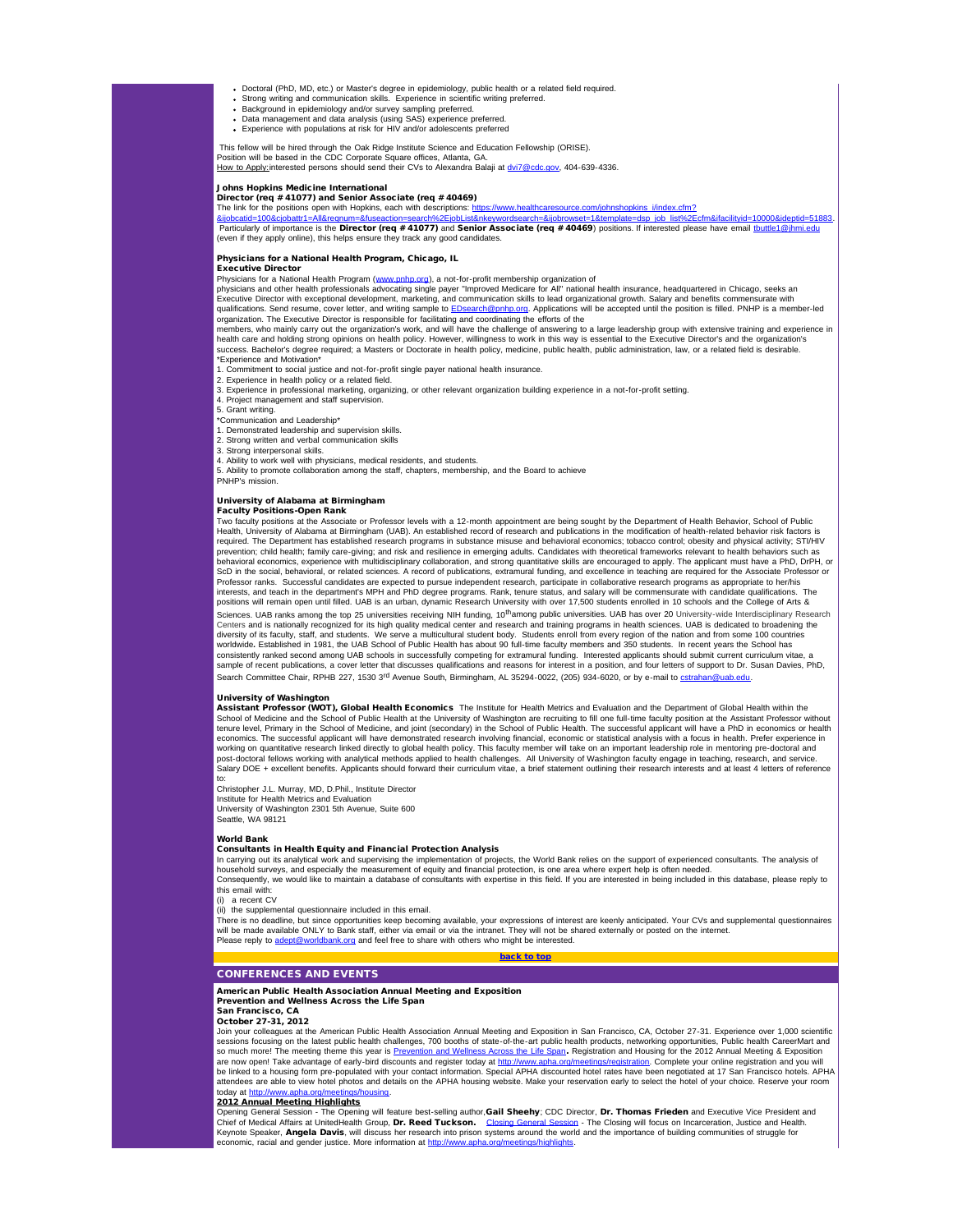- Doctoral (PhD, MD, etc.) or Master's degree in epidemiology, public health or a related field required.
- Strong writing and communication skills. Experience in scientific writing preferred.
- Background in epidemiology and/or survey sampling preferred.
- Data management and data analysis (using SAS) experience preferred.
- Experience with populations at risk for HIV and/or adolescents preferred

This fellow will be hired through the Oak Ridge Institute Science and Education Fellowship (ORISE).
Position will be based in the CDC Corporate Square offices, Atlanta, GA.
How to Apply: interested persons should send their CVs to Alexandra Balaji at dvi7@cdc.gov, 404-639-4336.

**Johns Hopkins Medicine International**
**Director (req #41077) and Senior Associate (req #40469)**
The link for the positions open with Hopkins, each with descriptions: https://www.healthcaresource.com/johnshopkins_i/index.cfm?&ijobcatid=100&cjobattr1=All&reqnum=&fuseaction=search%2EjobList&nkeywordsearch=&ijobrowset=1&template=dsp_job_list%2Ecfm&ifacilityid=10000&ideptid=51883.
Particularly of importance is the **Director (req #41077)** and **Senior Associate (req #40469**) positions. If interested please have email tbuttle1@jhmi.edu (even if they apply online), this helps ensure they track any good candidates.

**Physicians for a National Health Program, Chicago, IL**
**Executive Director**
Physicians for a National Health Program (www.pnhp.org), a not-for-profit membership organization of physicians and other health professionals advocating single payer "Improved Medicare for All" national health insurance, headquartered in Chicago, seeks an Executive Director with exceptional development, marketing, and communication skills to lead organizational growth. Salary and benefits commensurate with qualifications. Send resume, cover letter, and writing sample to EDsearch@pnhp.org. Applications will be accepted until the position is filled. PNHP is a member-led organization. The Executive Director is responsible for facilitating and coordinating the efforts of the members, who mainly carry out the organization's work, and will have the challenge of answering to a large leadership group with extensive training and experience in health care and holding strong opinions on health policy. However, willingness to work in this way is essential to the Executive Director's and the organization's success. Bachelor's degree required; a Masters or Doctorate in health policy, medicine, public health, public administration, law, or a related field is desirable.
*Experience and Motivation*
1. Commitment to social justice and not-for-profit single payer national health insurance.
2. Experience in health policy or a related field.
3. Experience in professional marketing, organizing, or other relevant organization building experience in a not-for-profit setting.
4. Project management and staff supervision.
5. Grant writing.
*Communication and Leadership*
1. Demonstrated leadership and supervision skills.
2. Strong written and verbal communication skills
3. Strong interpersonal skills.
4. Ability to work well with physicians, medical residents, and students.
5. Ability to promote collaboration among the staff, chapters, membership, and the Board to achieve PNHP's mission.

**University of Alabama at Birmingham**
**Faculty Positions-Open Rank**
Two faculty positions at the Associate or Professor levels with a 12-month appointment are being sought by the Department of Health Behavior, School of Public Health, University of Alabama at Birmingham (UAB). An established record of research and publications in the modification of health-related behavior risk factors is required. The Department has established research programs in substance misuse and behavioral economics; tobacco control; obesity and physical activity; STI/HIV prevention; child health; family care-giving; and risk and resilience in emerging adults. Candidates with theoretical frameworks relevant to health behaviors such as behavioral economics, experience with multidisciplinary collaboration, and strong quantitative skills are encouraged to apply. The applicant must have a PhD, DrPH, or ScD in the social, behavioral, or related sciences. A record of publications, extramural funding, and excellence in teaching are required for the Associate Professor or Professor ranks. Successful candidates are expected to pursue independent research, participate in collaborative research programs as appropriate to her/his interests, and teach in the department's MPH and PhD degree programs. Rank, tenure status, and salary will be commensurate with candidate qualifications. The positions will remain open until filled. UAB is an urban, dynamic Research University with over 17,500 students enrolled in 10 schools and the College of Arts & Sciences. UAB ranks among the top 25 universities receiving NIH funding, 10th among public universities. UAB has over 20 University-wide Interdisciplinary Research Centers and is nationally recognized for its high quality medical center and research and training programs in health sciences. UAB is dedicated to broadening the diversity of its faculty, staff, and students. We serve a multicultural student body. Students enroll from every region of the nation and from some 100 countries worldwide. Established in 1981, the UAB School of Public Health has about 90 full-time faculty members and 350 students. In recent years the School has consistently ranked second among UAB schools in successfully competing for extramural funding. Interested applicants should submit current curriculum vitae, a sample of recent publications, a cover letter that discusses qualifications and reasons for interest in a position, and four letters of support to Dr. Susan Davies, PhD, Search Committee Chair, RPHB 227, 1530 3rd Avenue South, Birmingham, AL 35294-0022, (205) 934-6020, or by e-mail to cstrahan@uab.edu.

**University of Washington**
**Assistant Professor (WOT), Global Health Economics** The Institute for Health Metrics and Evaluation and the Department of Global Health within the School of Medicine and the School of Public Health at the University of Washington are recruiting to fill one full-time faculty position at the Assistant Professor without tenure level, Primary in the School of Medicine, and joint (secondary) in the School of Public Health. The successful applicant will have a PhD in economics or health economics. The successful applicant will have demonstrated research involving financial, economic or statistical analysis with a focus in health. Prefer experience in working on quantitative research linked directly to global health policy. This faculty member will take on an important leadership role in mentoring pre-doctoral and post-doctoral fellows working with analytical methods applied to health challenges. All University of Washington faculty engage in teaching, research, and service. Salary DOE + excellent benefits. Applicants should forward their curriculum vitae, a brief statement outlining their research interests and at least 4 letters of reference to:
Christopher J.L. Murray, MD, D.Phil., Institute Director
Institute for Health Metrics and Evaluation
University of Washington 2301 5th Avenue, Suite 600
Seattle, WA 98121

**World Bank**
**Consultants in Health Equity and Financial Protection Analysis**
In carrying out its analytical work and supervising the implementation of projects, the World Bank relies on the support of experienced consultants. The analysis of household surveys, and especially the measurement of equity and financial protection, is one area where expert help is often needed.
Consequently, we would like to maintain a database of consultants with expertise in this field. If you are interested in being included in this database, please reply to this email with:
(i) a recent CV
(ii) the supplemental questionnaire included in this email.
There is no deadline, but since opportunities keep becoming available, your expressions of interest are keenly anticipated. Your CVs and supplemental questionnaires will be made available ONLY to Bank staff, either via email or via the intranet. They will not be shared externally or posted on the internet.
Please reply to adept@worldbank.org and feel free to share with others who might be interested.

**back to top**

## CONFERENCES AND EVENTS

**American Public Health Association Annual Meeting and Exposition**
**Prevention and Wellness Across the Life Span**
**San Francisco, CA**
**October 27-31, 2012**
Join your colleagues at the American Public Health Association Annual Meeting and Exposition in San Francisco, CA, October 27-31. Experience over 1,000 scientific sessions focusing on the latest public health challenges, 700 booths of state-of-the-art public health products, networking opportunities, Public health CareerMart and so much more! The meeting theme this year is Prevention and Wellness Across the Life Span**.** Registration and Housing for the 2012 Annual Meeting & Exposition are now open! Take advantage of early-bird discounts and register today at http://www.apha.org/meetings/registration. Complete your online registration and you will be linked to a housing form pre-populated with your contact information. Special APHA discounted hotel rates have been negotiated at 17 San Francisco hotels. APHA attendees are able to view hotel photos and details on the APHA housing website. Make your reservation early to select the hotel of your choice. Reserve your room today at http://www.apha.org/meetings/housing.
**2012 Annual Meeting Highlights**
Opening General Session - The Opening will feature best-selling author, **Gail Sheehy**; CDC Director, **Dr. Thomas Frieden** and Executive Vice President and Chief of Medical Affairs at UnitedHealth Group, **Dr. Reed Tuckson.** Closing General Session - The Closing will focus on Incarceration, Justice and Health. Keynote Speaker, **Angela Davis**, will discuss her research into prison systems around the world and the importance of building communities of struggle for economic, racial and gender justice. More information at http://www.apha.org/meetings/highlights.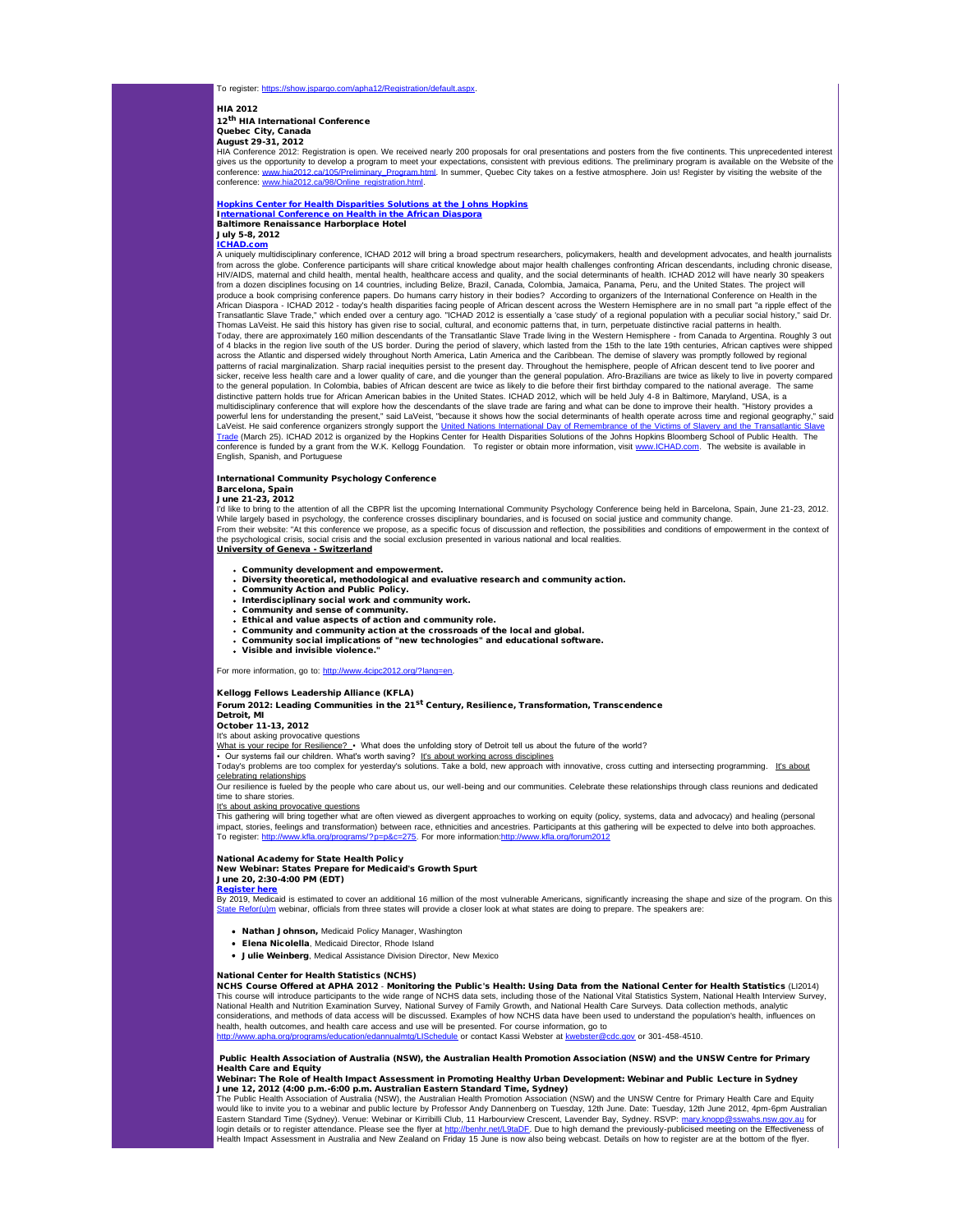To register: https://show.jspargo.com/apha12/Registration/default.aspx.

**HIA 2012**
**12th HIA International Conference**
**Quebec City, Canada**
**August 29-31, 2012**

HIA Conference 2012: Registration is open. We received nearly 200 proposals for oral presentations and posters from the five continents. This unprecedented interest gives us the opportunity to develop a program to meet your expectations, consistent with previous editions. The preliminary program is available on the Website of the conference: www.hia2012.ca/105/Preliminary_Program.html. In summer, Quebec City takes on a festive atmosphere. Join us! Register by visiting the website of the conference: www.hia2012.ca/98/Online_registration.html.

**Hopkins Center for Health Disparities Solutions at the Johns Hopkins**
**International Conference on Health in the African Diaspora**
**Baltimore Renaissance Harborplace Hotel**
**July 5-8, 2012**
**ICHAD.com**

A uniquely multidisciplinary conference, ICHAD 2012 will bring a broad spectrum researchers, policymakers, health and development advocates, and health journalists from across the globe. Conference participants will share critical knowledge about major health challenges confronting African descendants, including chronic disease, HIV/AIDS, maternal and child health, mental health, healthcare access and quality, and the social determinants of health. ICHAD 2012 will have nearly 30 speakers from a dozen disciplines focusing on 14 countries, including Belize, Brazil, Canada, Colombia, Jamaica, Panama, Peru, and the United States. The project will produce a book comprising conference papers. Do humans carry history in their bodies? According to organizers of the International Conference on Health in the African Diaspora - ICHAD 2012 - today's health disparities facing people of African descent across the Western Hemisphere are in no small part "a ripple effect of the Transatlantic Slave Trade," which ended over a century ago. "ICHAD 2012 is essentially a 'case study' of a regional population with a peculiar social history," said Dr. Thomas LaVeist. He said this history has given rise to social, cultural, and economic patterns that, in turn, perpetuate distinctive racial patterns in health.
Today, there are approximately 160 million descendants of the Transatlantic Slave Trade living in the Western Hemisphere - from Canada to Argentina. Roughly 3 out of 4 blacks in the region live south of the US border. During the period of slavery, which lasted from the 15th to the late 19th centuries, African captives were shipped across the Atlantic and dispersed widely throughout North America, Latin America and the Caribbean. The demise of slavery was promptly followed by regional patterns of racial marginalization. Sharp racial inequities persist to the present day. Throughout the hemisphere, people of African descent tend to live poorer and sicker, receive less health care and a lower quality of care, and die younger than the general population. Afro-Brazilians are twice as likely to live in poverty compared to the general population. In Colombia, babies of African descent are twice as likely to die before their first birthday compared to the national average. The same distinctive pattern holds true for African American babies in the United States. ICHAD 2012, which will be held July 4-8 in Baltimore, Maryland, USA, is a multidisciplinary conference that will explore how the descendants of the slave trade are faring and what can be done to improve their health. "History provides a powerful lens for understanding the present," said LaVeist, "because it shows how the social determinants of health operate across time and regional geography," said LaVeist. He said conference organizers strongly support the United Nations International Day of Remembrance of the Victims of Slavery and the Transatlantic Slave Trade (March 25). ICHAD 2012 is organized by the Hopkins Center for Health Disparities Solutions of the Johns Hopkins Bloomberg School of Public Health. The conference is funded by a grant from the W.K. Kellogg Foundation. To register or obtain more information, visit www.ICHAD.com. The website is available in English, Spanish, and Portuguese

**International Community Psychology Conference**
**Barcelona, Spain**
**June 21-23, 2012**

I'd like to bring to the attention of all the CBPR list the upcoming International Community Psychology Conference being held in Barcelona, Spain, June 21-23, 2012. While largely based in psychology, the conference crosses disciplinary boundaries, and is focused on social justice and community change.
From their website: "At this conference we propose, as a specific focus of discussion and reflection, the possibilities and conditions of empowerment in the context of the psychological crisis, social crisis and the social exclusion presented in various national and local realities.
**University of Geneva - Switzerland**

- **Community development and empowerment.**
- **Diversity theoretical, methodological and evaluative research and community action.**
- **Community Action and Public Policy.**
- **Interdisciplinary social work and community work.**
- **Community and sense of community.**
- **Ethical and value aspects of action and community role.**
- **Community and community action at the crossroads of the local and global.**
- **Community social implications of "new technologies" and educational software.**
- **Visible and invisible violence."**

For more information, go to: http://www.4cipc2012.org/?lang=en.

**Kellogg Fellows Leadership Alliance (KFLA)**
**Forum 2012: Leading Communities in the 21st Century, Resilience, Transformation, Transcendence**
**Detroit, MI**
**October 11-13, 2012**

It's about asking provocative questions
What is your recipe for Resilience? • What does the unfolding story of Detroit tell us about the future of the world?
• Our systems fail our children. What's worth saving? It's about working across disciplines
Today's problems are too complex for yesterday's solutions. Take a bold, new approach with innovative, cross cutting and intersecting programming. It's about celebrating relationships
Our resilience is fueled by the people who care about us, our well-being and our communities. Celebrate these relationships through class reunions and dedicated time to share stories.
It's about asking provocative questions
This gathering will bring together what are often viewed as divergent approaches to working on equity (policy, systems, data and advocacy) and healing (personal impact, stories, feelings and transformation) between race, ethnicities and ancestries. Participants at this gathering will be expected to delve into both approaches.
To register: http://www.kfla.org/programs/?p=p&c=275. For more information:http://www.kfla.org/forum2012

**National Academy for State Health Policy**
**New Webinar: States Prepare for Medicaid's Growth Spurt**
**June 20, 2:30-4:00 PM (EDT)**
**Register here**

By 2019, Medicaid is estimated to cover an additional 16 million of the most vulnerable Americans, significantly increasing the shape and size of the program. On this State Refor(u)m webinar, officials from three states will provide a closer look at what states are doing to prepare. The speakers are:

- **Nathan Johnson,** Medicaid Policy Manager, Washington
- **Elena Nicolella**, Medicaid Director, Rhode Island
- **Julie Weinberg**, Medical Assistance Division Director, New Mexico

**National Center for Health Statistics (NCHS)**
**NCHS Course Offered at APHA 2012** - **Monitoring the Public's Health: Using Data from the National Center for Health Statistics** (LI2014)
This course will introduce participants to the wide range of NCHS data sets, including those of the National Vital Statistics System, National Health Interview Survey, National Health and Nutrition Examination Survey, National Survey of Family Growth, and National Health Care Surveys. Data collection methods, analytic considerations, and methods of data access will be discussed. Examples of how NCHS data have been used to understand the population's health, influences on health, health outcomes, and health care access and use will be presented. For course information, go to
http://www.apha.org/programs/education/edannualmtg/LISchedule or contact Kassi Webster at kwebster@cdc.gov or 301-458-4510.

**Public Health Association of Australia (NSW), the Australian Health Promotion Association (NSW) and the UNSW Centre for Primary Health Care and Equity**
**Webinar: The Role of Health Impact Assessment in Promoting Healthy Urban Development: Webinar and Public Lecture in Sydney**
**June 12, 2012 (4:00 p.m.-6:00 p.m. Australian Eastern Standard Time, Sydney)**

The Public Health Association of Australia (NSW), the Australian Health Promotion Association (NSW) and the UNSW Centre for Primary Health Care and Equity would like to invite you to a webinar and public lecture by Professor Andy Dannenberg on Tuesday, 12th June. Date: Tuesday, 12th June 2012, 4pm-6pm Australian Eastern Standard Time (Sydney). Venue: Webinar or Kirribilli Club, 11 Harbourview Crescent, Lavender Bay, Sydney. RSVP: mary.knopp@sswahs.nsw.gov.au for login details or to register attendance. Please see the flyer at http://benhr.net/L9taDF. Due to high demand the previously-publicised meeting on the Effectiveness of Health Impact Assessment in Australia and New Zealand on Friday 15 June is now also being webcast. Details on how to register are at the bottom of the flyer.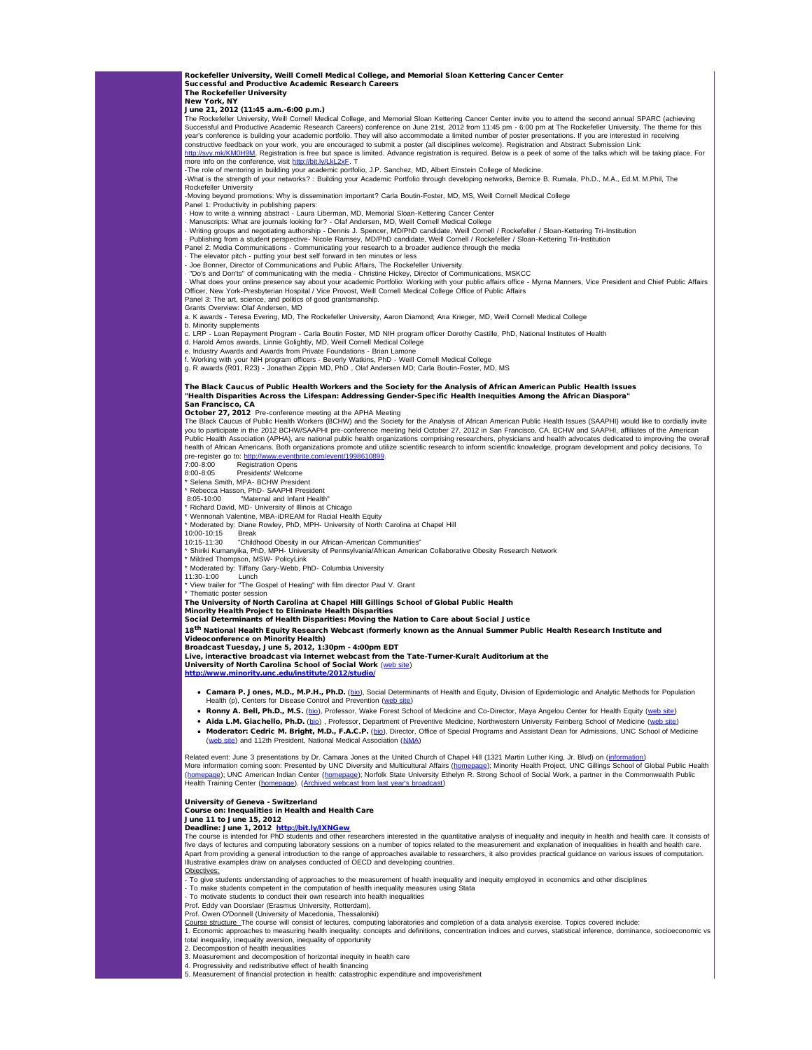**Rockefeller University, Weill Cornell Medical College, and Memorial Sloan Kettering Cancer Center**
**Successful and Productive Academic Research Careers**
**The Rockefeller University**
**New York, NY**
**June 21, 2012 (11:45 a.m.-6:00 p.m.)**

The Rockefeller University, Weill Cornell Medical College, and Memorial Sloan Kettering Cancer Center invite you to attend the second annual SPARC (achieving Successful and Productive Academic Research Careers) conference on June 21st, 2012 from 11:45 pm - 6:00 pm at The Rockefeller University. The theme for this year's conference is building your academic portfolio. They will also accommodate a limited number of poster presentations. If you are interested in receiving constructive feedback on your work, you are encouraged to submit a poster (all disciplines welcome). Registration and Abstract Submission Link: http://svy.mk/KM0H9M. Registration is free but space is limited. Advance registration is required. Below is a peek of some of the talks which will be taking place. For more info on the conference, visit http://bit.ly/LkL2xF. T

-The role of mentoring in building your academic portfolio, J.P. Sanchez, MD, Albert Einstein College of Medicine.
-What is the strength of your networks? : Building your Academic Portfolio through developing networks, Bernice B. Rumala, Ph.D., M.A., Ed.M. M.Phil, The Rockefeller University
-Moving beyond promotions: Why is dissemination important? Carla Boutin-Foster, MD, MS, Weill Cornell Medical College
Panel 1: Productivity in publishing papers:
· How to write a winning abstract - Laura Liberman, MD, Memorial Sloan-Kettering Cancer Center
· Manuscripts: What are journals looking for? - Olaf Andersen, MD, Weill Cornell Medical College
· Writing groups and negotiating authorship - Dennis J. Spencer, MD/PhD candidate, Weill Cornell / Rockefeller / Sloan-Kettering Tri-Institution
· Publishing from a student perspective- Nicole Ramsey, MD/PhD candidate, Weill Cornell / Rockefeller / Sloan-Kettering Tri-Institution
Panel 2: Media Communications - Communicating your research to a broader audience through the media
· The elevator pitch - putting your best self forward in ten minutes or less
- Joe Bonner, Director of Communications and Public Affairs, The Rockefeller University.
· "Do's and Don'ts" of communicating with the media - Christine Hickey, Director of Communications, MSKCC
· What does your online presence say about your academic Portfolio: Working with your public affairs office - Myrna Manners, Vice President and Chief Public Affairs Officer, New York-Presbyterian Hospital / Vice Provost, Weill Cornell Medical College Office of Public Affairs
Panel 3: The art, science, and politics of good grantsmanship.
Grants Overview: Olaf Andersen, MD
a. K awards - Teresa Evering, MD, The Rockefeller University, Aaron Diamond; Ana Krieger, MD, Weill Cornell Medical College
b. Minority supplements
c. LRP - Loan Repayment Program - Carla Boutin Foster, MD NIH program officer Dorothy Castille, PhD, National Institutes of Health
d. Harold Amos awards, Linnie Golightly, MD, Weill Cornell Medical College
e. Industry Awards and Awards from Private Foundations - Brian Lamone
f. Working with your NIH program officers - Beverly Watkins, PhD - Weill Cornell Medical College
g. R awards (R01, R23) - Jonathan Zippin MD, PhD , Olaf Andersen MD; Carla Boutin-Foster, MD, MS

**The Black Caucus of Public Health Workers and the Society for the Analysis of African American Public Health Issues**
**"Health Disparities Across the Lifespan: Addressing Gender-Specific Health Inequities Among the African Diaspora"**
**San Francisco, CA**
**October 27, 2012** Pre-conference meeting at the APHA Meeting

The Black Caucus of Public Health Workers (BCHW) and the Society for the Analysis of African American Public Health Issues (SAAPHI) would like to cordially invite you to participate in the 2012 BCHW/SAAPHI pre-conference meeting held October 27, 2012 in San Francisco, CA. BCHW and SAAPHI, affiliates of the American Public Health Association (APHA), are national public health organizations comprising researchers, physicians and health advocates dedicated to improving the overall health of African Americans. Both organizations promote and utilize scientific research to inform scientific knowledge, program development and policy decisions. To pre-register go to: http://www.eventbrite.com/event/1998610899.

7:00-8:00 Registration Opens
8:00-8:05 Presidents' Welcome
* Selena Smith, MPA- BCHW President
* Rebecca Hasson, PhD- SAAPHI President
8:05-10:00 "Maternal and Infant Health"
* Richard David, MD- University of Illinois at Chicago
* Wennonah Valentine, MBA-iDREAM for Racial Health Equity
* Moderated by: Diane Rowley, PhD, MPH- University of North Carolina at Chapel Hill
10:00-10:15 Break
10:15-11:30 "Childhood Obesity in our African-American Communities"
* Shiriki Kumanyika, PhD, MPH- University of Pennsylvania/African American Collaborative Obesity Research Network
* Mildred Thompson, MSW- PolicyLink
* Moderated by: Tiffany Gary-Webb, PhD- Columbia University
11:30-1:00 Lunch
* View trailer for "The Gospel of Healing" with film director Paul V. Grant
* Thematic poster session

**The University of North Carolina at Chapel Hill Gillings School of Global Public Health**
**Minority Health Project to Eliminate Health Disparities**
**Social Determinants of Health Disparities: Moving the Nation to Care about Social Justice**
**18th National Health Equity Research Webcast (formerly known as the Annual Summer Public Health Research Institute and Videoconference on Minority Health)**
**Broadcast Tuesday, June 5, 2012, 1:30pm - 4:00pm EDT**
**Live, interactive broadcast via Internet webcast from the Tate-Turner-Kuralt Auditorium at the**
**University of North Carolina School of Social Work** (web site)
**http://www.minority.unc.edu/institute/2012/studio/**

- **Camara P. Jones, M.D., M.P.H., Ph.D.** (bio), Social Determinants of Health and Equity, Division of Epidemiologic and Analytic Methods for Population Health (p), Centers for Disease Control and Prevention (web site)
- **Ronny A. Bell, Ph.D., M.S.** (bio), Professor, Wake Forest School of Medicine and Co-Director, Maya Angelou Center for Health Equity (web site)
- **Aida L.M. Giachello, Ph.D.** (bio) , Professor, Department of Preventive Medicine, Northwestern University Feinberg School of Medicine (web site)
- **Moderator: Cedric M. Bright, M.D., F.A.C.P.** (bio), Director, Office of Special Programs and Assistant Dean for Admissions, UNC School of Medicine (web site) and 112th President, National Medical Association (NMA)

Related event: June 3 presentations by Dr. Camara Jones at the United Church of Chapel Hill (1321 Martin Luther King, Jr. Blvd) on (information)
More information coming soon: Presented by UNC Diversity and Multicultural Affairs (homepage); Minority Health Project, UNC Gillings School of Global Public Health (homepage); UNC American Indian Center (homepage); Norfolk State University Ethelyn R. Strong School of Social Work, a partner in the Commonwealth Public Health Training Center (homepage). (Archived webcast from last year's broadcast)

**University of Geneva - Switzerland**
**Course on: Inequalities in Health and Health Care**
**June 11 to June 15, 2012**
**Deadline: June 1, 2012 http://bit.ly/IXNGew**

The course is intended for PhD students and other researchers interested in the quantitative analysis of inequality and inequity in health and health care. It consists of five days of lectures and computing laboratory sessions on a number of topics related to the measurement and explanation of inequalities in health and health care. Apart from providing a general introduction to the range of approaches available to researchers, it also provides practical guidance on various issues of computation. Illustrative examples draw on analyses conducted of OECD and developing countries.

Objectives:
- To give students understanding of approaches to the measurement of health inequality and inequity employed in economics and other disciplines
- To make students competent in the computation of health inequality measures using Stata
- To motivate students to conduct their own research into health inequalities

Prof. Eddy van Doorslaer (Erasmus University, Rotterdam),
Prof. Owen O'Donnell (University of Macedonia, Thessaloniki)

Course structure The course will consist of lectures, computing laboratories and completion of a data analysis exercise. Topics covered include:
1. Economic approaches to measuring health inequality: concepts and definitions, concentration indices and curves, statistical inference, dominance, socioeconomic vs total inequality, inequality aversion, inequality of opportunity
2. Decomposition of health inequalities
3. Measurement and decomposition of horizontal inequity in health care
4. Progressivity and redistributive effect of health financing
5. Measurement of financial protection in health: catastrophic expenditure and impoverishment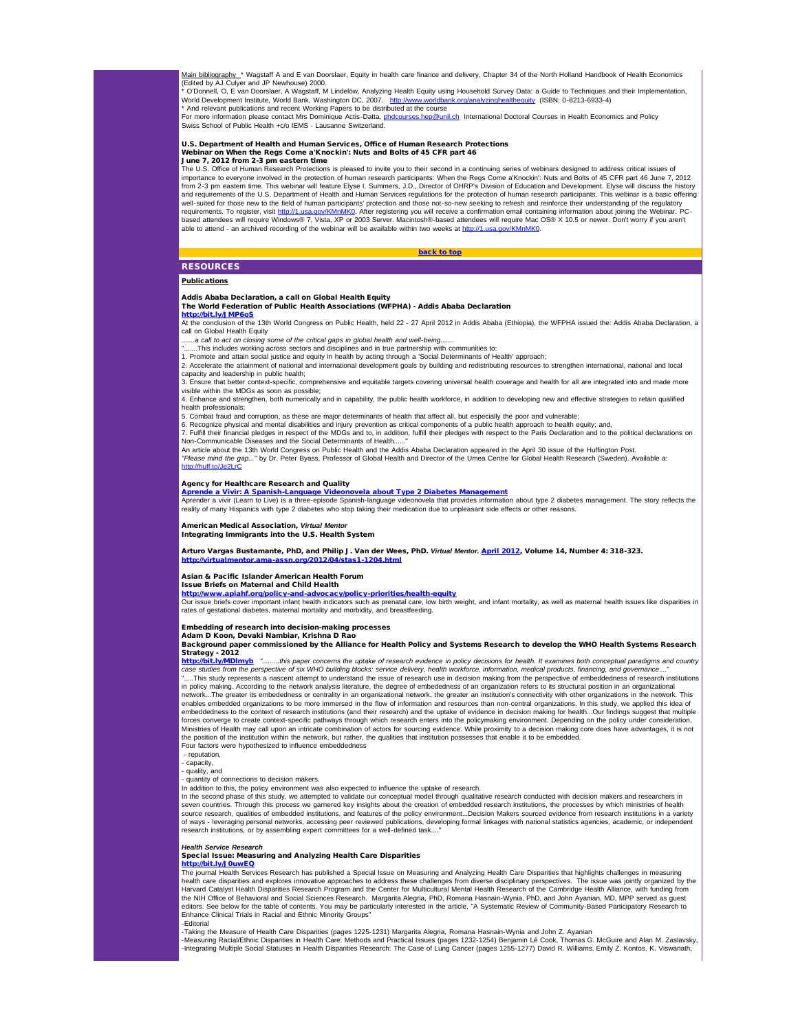Main bibliography * Wagstaff A and E van Doorslaer, Equity in health care finance and delivery, Chapter 34 of the North Holland Handbook of Health Economics (Edited by AJ Culyer and JP Newhouse) 2000.
* O'Donnell, O, E van Doorslaer, A Wagstaff, M Lindelöw, Analyzing Health Equity using Household Survey Data: a Guide to Techniques and their Implementation, World Development Institute, World Bank, Washington DC, 2007. http://www.worldbank.org/analyzinghealthequity (ISBN: 0-8213-6933-4)
* And relevant publications and recent Working Papers to be distributed at the course
For more information please contact Mrs Dominique Actis-Datta, phdcourses.hep@unil.ch International Doctoral Courses in Health Economics and Policy Swiss School of Public Health +c/o IEMS - Lausanne Switzerland.

**U.S. Department of Health and Human Services, Office of Human Research Protections**
**Webinar on When the Regs Come a'Knockin': Nuts and Bolts of 45 CFR part 46**
**June 7, 2012 from 2-3 pm eastern time**
The U.S. Office of Human Research Protections is pleased to invite you to their second in a continuing series of webinars designed to address critical issues of importance to everyone involved in the protection of human research participants: When the Regs Come a'Knockin': Nuts and Bolts of 45 CFR part 46 June 7, 2012 from 2-3 pm eastern time. This webinar will feature Elyse I. Summers, J.D., Director of OHRP's Division of Education and Development. Elyse will discuss the history and requirements of the U.S. Department of Health and Human Services regulations for the protection of human research participants. This webinar is a basic offering well-suited for those new to the field of human participants' protection and those not-so-new seeking to refresh and reinforce their understanding of the regulatory requirements. To register, visit http://1.usa.gov/KMnMK0. After registering you will receive a confirmation email containing information about joining the Webinar. PC-based attendees will require Windows® 7, Vista, XP or 2003 Server. Macintosh®-based attendees will require Mac OS® X 10.5 or newer. Don't worry if you aren't able to attend - an archived recording of the webinar will be available within two weeks at http://1.usa.gov/KMnMK0.

**back to top**

## RESOURCES

### Publications

**Addis Ababa Declaration, a call on Global Health Equity**
**The World Federation of Public Health Associations (WFPHA) - Addis Ababa Declaration**
**http://bit.ly/JMP6oS**
At the conclusion of the 13th World Congress on Public Health, held 22 - 27 April 2012 in Addis Ababa (Ethiopia), the WFPHA issued the: Addis Ababa Declaration, a call on Global Health Equity
*.......a call to act on closing some of the critical gaps in global health and well-being.......*
".......This includes working across sectors and disciplines and in true partnership with communities to:
1. Promote and attain social justice and equity in health by acting through a 'Social Determinants of Health' approach;
2. Accelerate the attainment of national and international development goals by building and redistributing resources to strengthen international, national and local capacity and leadership in public health;
3. Ensure that better context-specific, comprehensive and equitable targets covering universal health coverage and health for all are integrated into and made more visible within the MDGs as soon as possible;
4. Enhance and strengthen, both numerically and in capability, the public health workforce, in addition to developing new and effective strategies to retain qualified health professionals;
5. Combat fraud and corruption, as these are major determinants of health that affect all, but especially the poor and vulnerable;
6. Recognize physical and mental disabilities and injury prevention as critical components of a public health approach to health equity; and,
7. Fulfill their financial pledges in respect of the MDGs and to, in addition, fulfill their pledges with respect to the Paris Declaration and to the political declarations on Non-Communicable Diseases and the Social Determinants of Health......"
An article about the 13th World Congress on Public Health and the Addis Ababa Declaration appeared in the April 30 issue of the Huffington Post.
*"Please mind the gap..."* by Dr. Peter Byass, Professor of Global Health and Director of the Umea Centre for Global Health Research (Sweden). Available a: http://huff.to/Je2LrC

**Agency for Healthcare Research and Quality**
**Aprende a Vivir: A Spanish-Language Videonovela about Type 2 Diabetes Management**
Aprender a vivir (Learn to Live) is a three-episode Spanish-language videonovela that provides information about type 2 diabetes management. The story reflects the reality of many Hispanics with type 2 diabetes who stop taking their medication due to unpleasant side effects or other reasons.

**American Medical Association, *Virtual Mentor***
**Integrating Immigrants into the U.S. Health System**

**Arturo Vargas Bustamante, PhD, and Philip J. Van der Wees, PhD. *Virtual Mentor.* April 2012, Volume 14, Number 4: 318-323.**
**http://virtualmentor.ama-assn.org/2012/04/stas1-1204.html**

**Asian & Pacific Islander American Health Forum**
**Issue Briefs on Maternal and Child Health**
**http://www.apiahf.org/policy-and-advocacy/policy-priorities/health-equity**
Our issue briefs cover important infant health indicators such as prenatal care, low birth weight, and infant mortality, as well as maternal health issues like disparities in rates of gestational diabetes, maternal mortality and morbidity, and breastfeeding.

**Embedding of research into decision-making processes**
**Adam D Koon, Devaki Nambiar, Krishna D Rao**
**Background paper commissioned by the Alliance for Health Policy and Systems Research to develop the WHO Health Systems Research Strategy - 2012**
**http://bit.ly/MDlmyb** *".........this paper concerns the uptake of research evidence in policy decisions for health. It examines both conceptual paradigms and country case studies from the perspective of six WHO building blocks: service delivery, health workforce, information, medical products, financing, and governance...."*
".....This study represents a nascent attempt to understand the issue of research use in decision making from the perspective of embeddedness of research institutions in policy making. According to the network analysis literature, the degree of embededness of an organization refers to its structural position in an organizational network...The greater its embeddedness or centrality in an organizational network, the greater an institution's connectivity with other organizations in the network. This enables embedded organizations to be more immersed in the flow of information and resources than non-central organizations. In this study, we applied this idea of embeddedness to the context of research institutions (and their research) and the uptake of evidence in decision making for health...Our findings suggest that multiple forces converge to create context-specific pathways through which research enters into the policymaking environment. Depending on the policy under consideration, Ministries of Health may call upon an intricate combination of actors for sourcing evidence. While proximity to a decision making core does have advantages, it is not the position of the institution within the network, but rather, the qualities that institution possesses that enable it to be embedded.
Four factors were hypothesized to influence embeddedness
- reputation,
- capacity,
- quality, and
- quantity of connections to decision makers.
In addition to this, the policy environment was also expected to influence the uptake of research.
In the second phase of this study, we attempted to validate our conceptual model through qualitative research conducted with decision makers and researchers in seven countries. Through this process we garnered key insights about the creation of embedded research institutions, the processes by which ministries of health source research, qualities of embedded institutions, and features of the policy environment...Decision Makers sourced evidence from research institutions in a variety of ways - leveraging personal networks, accessing peer reviewed publications, developing formal linkages with national statistics agencies, academic, or independent research institutions, or by assembling expert committees for a well-defined task...."

***Health Service Research***
**Special Issue: Measuring and Analyzing Health Care Disparities**
**http://bit.ly/J0uwEQ**
The journal Health Services Research has published a Special Issue on Measuring and Analyzing Health Care Disparities that highlights challenges in measuring health care disparities and explores innovative approaches to address these challenges from diverse disciplinary perspectives. The issue was jointly organized by the Harvard Catalyst Health Disparities Research Program and the Center for Multicultural Mental Health Research of the Cambridge Health Alliance, with funding from the NIH Office of Behavioral and Social Sciences Research. Margarita Alegria, PhD, Romana Hasnain-Wynia, PhD, and John Ayanian, MD, MPP served as guest editors. See below for the table of contents. You may be particularly interested in the article, "A Systematic Review of Community-Based Participatory Research to Enhance Clinical Trials in Racial and Ethnic Minority Groups"
-Editorial
-Taking the Measure of Health Care Disparities (pages 1225-1231) Margarita Alegria, Romana Hasnain-Wynia, and John Z. Ayanian
-Measuring Racial/Ethnic Disparities in Health Care: Methods and Practical Issues (pages 1232-1254) Benjamin Lê Cook, Thomas G. McGuire and Alan M. Zaslavsky,
-Integrating Multiple Social Statuses in Health Disparities Research: The Case of Lung Cancer (pages 1255-1277) David R. Williams, Emily Z. Kontos, K. Viswanath,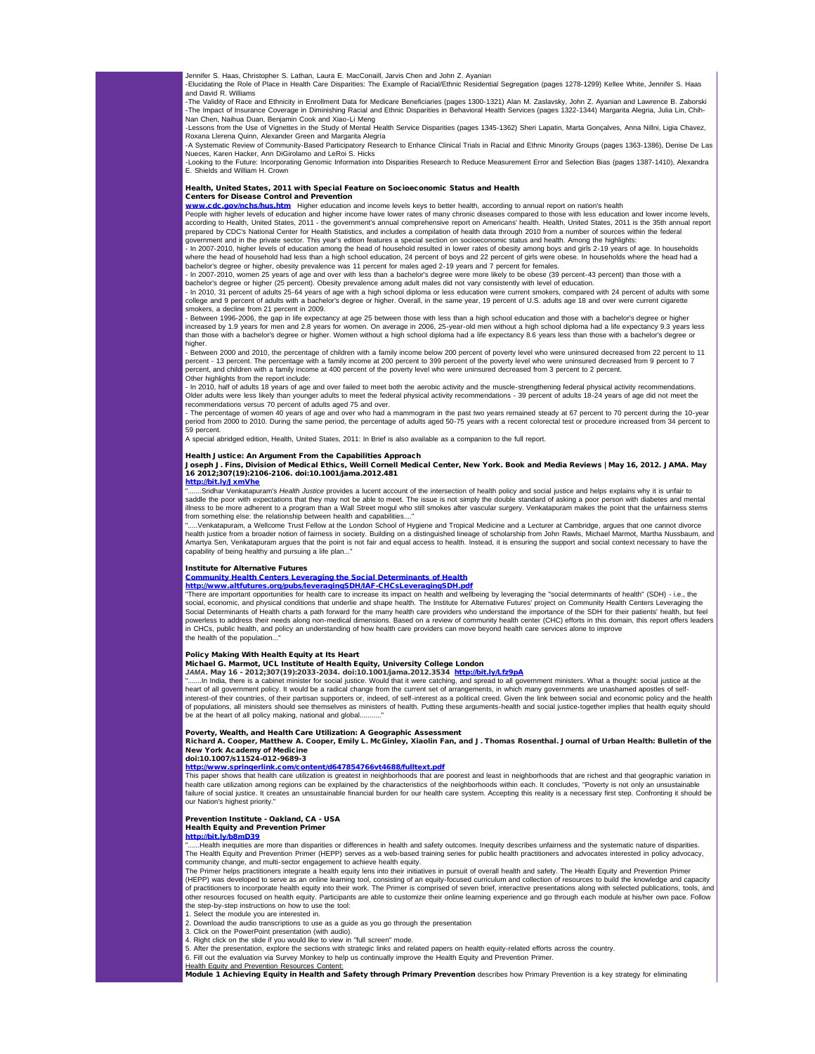Jennifer S. Haas, Christopher S. Lathan, Laura E. MacConaill, Jarvis Chen and John Z. Ayanian

-Elucidating the Role of Place in Health Care Disparities: The Example of Racial/Ethnic Residential Segregation (pages 1278-1299) Kellee White, Jennifer S. Haas and David R. Williams

-The Validity of Race and Ethnicity in Enrollment Data for Medicare Beneficiaries (pages 1300-1321) Alan M. Zaslavsky, John Z. Ayanian and Lawrence B. Zaborski

-The Impact of Insurance Coverage in Diminishing Racial and Ethnic Disparities in Behavioral Health Services (pages 1322-1344) Margarita Alegría, Julia Lin, Chih-Nan Chen, Naihua Duan, Benjamin Cook and Xiao-Li Meng

-Lessons from the Use of Vignettes in the Study of Mental Health Service Disparities (pages 1345-1362) Sheri Lapatin, Marta Gonçalves, Anna Nillni, Ligia Chavez, Roxana Llerena Quinn, Alexander Green and Margarita Alegría

-A Systematic Review of Community-Based Participatory Research to Enhance Clinical Trials in Racial and Ethnic Minority Groups (pages 1363-1386), Denise De Las Nueces, Karen Hacker, Ann DiGirolamo and LeRoi S. Hicks

-Looking to the Future: Incorporating Genomic Information into Disparities Research to Reduce Measurement Error and Selection Bias (pages 1387-1410), Alexandra E. Shields and William H. Crown

**Health, United States, 2011 with Special Feature on Socioeconomic Status and Health**
**Centers for Disease Control and Prevention**
www.cdc.gov/nchs/hus.htm Higher education and income levels keys to better health, according to annual report on nation's health

People with higher levels of education and higher income have lower rates of many chronic diseases compared to those with less education and lower income levels, according to Health, United States, 2011 - the government's annual comprehensive report on Americans' health. Health, United States, 2011 is the 35th annual report prepared by CDC's National Center for Health Statistics, and includes a compilation of health data through 2010 from a number of sources within the federal government and in the private sector. This year's edition features a special section on socioeconomic status and health. Among the highlights:

- In 2007-2010, higher levels of education among the head of household resulted in lower rates of obesity among boys and girls 2-19 years of age. In households where the head of household had less than a high school education, 24 percent of boys and 22 percent of girls were obese. In households where the head had a bachelor's degree or higher, obesity prevalence was 11 percent for males aged 2-19 years and 7 percent for females.
- In 2007-2010, women 25 years of age and over with less than a bachelor's degree were more likely to be obese (39 percent-43 percent) than those with a bachelor's degree or higher (25 percent). Obesity prevalence among adult males did not vary consistently with level of education.
- In 2010, 31 percent of adults 25-64 years of age with a high school diploma or less education were current smokers, compared with 24 percent of adults with some college and 9 percent of adults with a bachelor's degree or higher. Overall, in the same year, 19 percent of U.S. adults age 18 and over were current cigarette smokers, a decline from 21 percent in 2009.
- Between 1996-2006, the gap in life expectancy at age 25 between those with less than a high school education and those with a bachelor's degree or higher increased by 1.9 years for men and 2.8 years for women. On average in 2006, 25-year-old men without a high school diploma had a life expectancy 9.3 years less than those with a bachelor's degree or higher. Women without a high school diploma had a life expectancy 8.6 years less than those with a bachelor's degree or higher.
- Between 2000 and 2010, the percentage of children with a family income below 200 percent of poverty level who were uninsured decreased from 22 percent to 11 percent - 13 percent. The percentage with a family income at 200 percent to 399 percent of the poverty level who were uninsured decreased from 9 percent to 7 percent, and children with a family income at 400 percent of the poverty level who were uninsured decreased from 3 percent to 2 percent.

Other highlights from the report include:

- In 2010, half of adults 18 years of age and over failed to meet both the aerobic activity and the muscle-strengthening federal physical activity recommendations. Older adults were less likely than younger adults to meet the federal physical activity recommendations - 39 percent of adults 18-24 years of age did not meet the recommendations versus 70 percent of adults aged 75 and over.
- The percentage of women 40 years of age and over who had a mammogram in the past two years remained steady at 67 percent to 70 percent during the 10-year period from 2000 to 2010. During the same period, the percentage of adults aged 50-75 years with a recent colorectal test or procedure increased from 34 percent to 59 percent.

A special abridged edition, Health, United States, 2011: In Brief is also available as a companion to the full report.

**Health Justice: An Argument From the Capabilities Approach**
**Joseph J. Fins, Division of Medical Ethics, Weill Cornell Medical Center, New York. Book and Media Reviews | May 16, 2012. JAMA. May 16 2012;307(19):2106-2106. doi:10.1001/jama.2012.481**
http://bit.ly/JxmVhe

".......Sridhar Venkatapuram's *Health Justice* provides a lucent account of the intersection of health policy and social justice and helps explains why it is unfair to saddle the poor with expectations that they may not be able to meet. The issue is not simply the double standard of asking a poor person with diabetes and mental illness to be more adherent to a program than a Wall Street mogul who still smokes after vascular surgery. Venkatapuram makes the point that the unfairness stems from something else: the relationship between health and capabilities...."

".....Venkatapuram, a Wellcome Trust Fellow at the London School of Hygiene and Tropical Medicine and a Lecturer at Cambridge, argues that one cannot divorce health justice from a broader notion of fairness in society. Building on a distinguished lineage of scholarship from John Rawls, Michael Marmot, Martha Nussbaum, and Amartya Sen, Venkatapuram argues that the point is not fair and equal access to health. Instead, it is ensuring the support and social context necessary to have the capability of being healthy and pursuing a life plan..."

**Institute for Alternative Futures**
**Community Health Centers Leveraging the Social Determinants of Health**
**http://www.altfutures.org/pubs/leveragingSDH/IAF-CHCsLeveragingSDH.pdf**

"There are important opportunities for health care to increase its impact on health and wellbeing by leveraging the "social determinants of health" (SDH) - i.e., the social, economic, and physical conditions that underlie and shape health. The Institute for Alternative Futures' project on Community Health Centers Leveraging the Social Determinants of Health charts a path forward for the many health care providers who understand the importance of the SDH for their patients' health, but feel powerless to address their needs along non-medical dimensions. Based on a review of community health center (CHC) efforts in this domain, this report offers leaders in CHCs, public health, and policy an understanding of how health care providers can move beyond health care services alone to improve the health of the population..."

**Policy Making With Health Equity at Its Heart**
**Michael G. Marmot, UCL Institute of Health Equity, University College London**
***JAMA*. May 16 - 2012;307(19):2033-2034. doi:10.1001/jama.2012.3534** http://bit.ly/Lfz9pA

".......In India, there is a cabinet minister for social justice. Would that it were catching, and spread to all government ministers. What a thought: social justice at the heart of all government policy. It would be a radical change from the current set of arrangements, in which many governments are unashamed apostles of self-interest-of their countries, of their partisan supporters or, indeed, of self-interest as a political creed. Given the link between social and economic policy and the health of populations, all ministers should see themselves as ministers of health. Putting these arguments-health and social justice-together implies that health equity should be at the heart of all policy making, national and global.........."

**Poverty, Wealth, and Health Care Utilization: A Geographic Assessment**
**Richard A. Cooper, Matthew A. Cooper, Emily L. McGinley, Xiaolin Fan, and J. Thomas Rosenthal. Journal of Urban Health: Bulletin of the New York Academy of Medicine**
**doi:10.1007/s11524-012-9689-3**
**http://www.springerlink.com/content/d647854766vt4688/fulltext.pdf**

This paper shows that health care utilization is greatest in neighborhoods that are poorest and least in neighborhoods that are richest and that geographic variation in health care utilization among regions can be explained by the characteristics of the neighborhoods within each. It concludes, "Poverty is not only an unsustainable failure of social justice. It creates an unsustainable financial burden for our health care system. Accepting this reality is a necessary first step. Confronting it should be our Nation's highest priority."

**Prevention Institute - Oakland, CA - USA**
**Health Equity and Prevention Primer**
**http://bit.ly/b8mD39**

"......Health inequities are more than disparities or differences in health and safety outcomes. Inequity describes unfairness and the systematic nature of disparities. The Health Equity and Prevention Primer (HEPP) serves as a web-based training series for public health practitioners and advocates interested in policy advocacy, community change, and multi-sector engagement to achieve health equity.

The Primer helps practitioners integrate a health equity lens into their initiatives in pursuit of overall health and safety. The Health Equity and Prevention Primer (HEPP) was developed to serve as an online learning tool, consisting of an equity-focused curriculum and collection of resources to build the knowledge and capacity of practitioners to incorporate health equity into their work. The Primer is comprised of seven brief, interactive presentations along with selected publications, tools, and other resources focused on health equity. Participants are able to customize their online learning experience and go through each module at his/her own pace. Follow the step-by-step instructions on how to use the tool:

1. Select the module you are interested in.
2. Download the audio transcriptions to use as a guide as you go through the presentation
3. Click on the PowerPoint presentation (with audio).
4. Right click on the slide if you would like to view in "full screen" mode.
5. After the presentation, explore the sections with strategic links and related papers on health equity-related efforts across the country.
6. Fill out the evaluation via Survey Monkey to help us continually improve the Health Equity and Prevention Primer.

Health Equity and Prevention Resources Content:

**Module 1 Achieving Equity in Health and Safety through Primary Prevention** describes how Primary Prevention is a key strategy for eliminating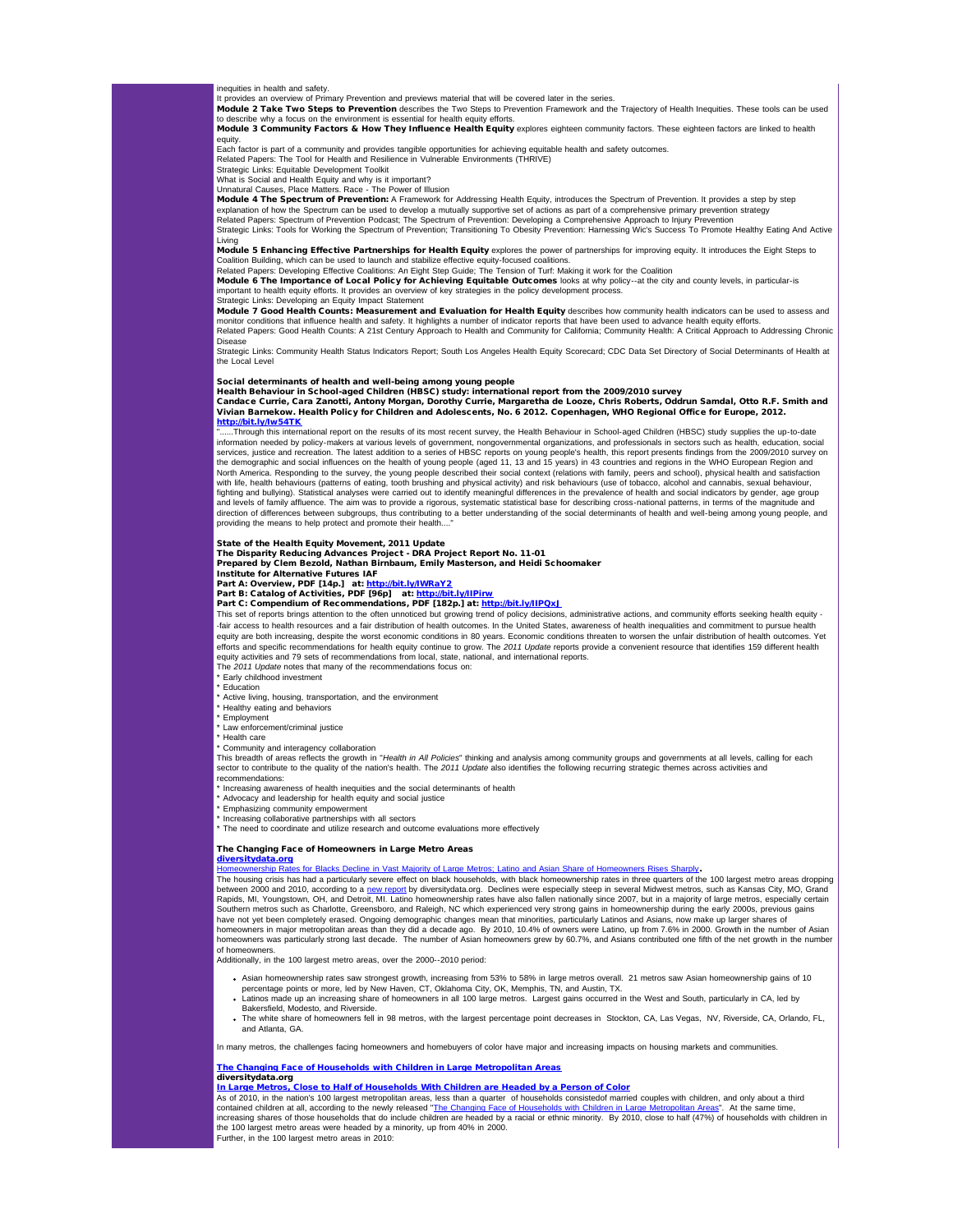inequities in health and safety.

It provides an overview of Primary Prevention and previews material that will be covered later in the series.

**Module 2 Take Two Steps to Prevention** describes the Two Steps to Prevention Framework and the Trajectory of Health Inequities. These tools can be used to describe why a focus on the environment is essential for health equity efforts.

**Module 3 Community Factors & How They Influence Health Equity** explores eighteen community factors. These eighteen factors are linked to health equity.

Each factor is part of a community and provides tangible opportunities for achieving equitable health and safety outcomes.

Related Papers: The Tool for Health and Resilience in Vulnerable Environments (THRIVE)

Strategic Links: Equitable Development Toolkit

What is Social and Health Equity and why is it important?

Unnatural Causes, Place Matters. Race - The Power of Illusion

**Module 4 The Spectrum of Prevention:** A Framework for Addressing Health Equity, introduces the Spectrum of Prevention. It provides a step by step explanation of how the Spectrum can be used to develop a mutually supportive set of actions as part of a comprehensive primary prevention strategy

Related Papers: Spectrum of Prevention Podcast; The Spectrum of Prevention: Developing a Comprehensive Approach to Injury Prevention

Strategic Links: Tools for Working the Spectrum of Prevention; Transitioning To Obesity Prevention: Harnessing Wic's Success To Promote Healthy Eating And Active Living

**Module 5 Enhancing Effective Partnerships for Health Equity** explores the power of partnerships for improving equity. It introduces the Eight Steps to Coalition Building, which can be used to launch and stabilize effective equity-focused coalitions.

Related Papers: Developing Effective Coalitions: An Eight Step Guide; The Tension of Turf: Making it work for the Coalition

**Module 6 The Importance of Local Policy for Achieving Equitable Outcomes** looks at why policy--at the city and county levels, in particular-is important to health equity efforts. It provides an overview of key strategies in the policy development process.

Strategic Links: Developing an Equity Impact Statement

**Module 7 Good Health Counts: Measurement and Evaluation for Health Equity** describes how community health indicators can be used to assess and monitor conditions that influence health and safety. It highlights a number of indicator reports that have been used to advance health equity efforts.

Related Papers: Good Health Counts: A 21st Century Approach to Health and Community for California; Community Health: A Critical Approach to Addressing Chronic Disease

Strategic Links: Community Health Status Indicators Report; South Los Angeles Health Equity Scorecard; CDC Data Set Directory of Social Determinants of Health at the Local Level

**Social determinants of health and well-being among young people**
**Health Behaviour in School-aged Children (HBSC) study: international report from the 2009/2010 survey**
**Candace Currie, Cara Zanotti, Antony Morgan, Dorothy Currie, Margaretha de Looze, Chris Roberts, Oddrun Samdal, Otto R.F. Smith and Vivian Barnekow. Health Policy for Children and Adolescents, No. 6 2012. Copenhagen, WHO Regional Office for Europe, 2012.**
**http://bit.ly/Iw54TK**

"......Through this international report on the results of its most recent survey, the Health Behaviour in School-aged Children (HBSC) study supplies the up-to-date information needed by policy-makers at various levels of government, nongovernmental organizations, and professionals in sectors such as health, education, social services, justice and recreation. The latest addition to a series of HBSC reports on young people's health, this report presents findings from the 2009/2010 survey on the demographic and social influences on the health of young people (aged 11, 13 and 15 years) in 43 countries and regions in the WHO European Region and North America. Responding to the survey, the young people described their social context (relations with family, peers and school), physical health and satisfaction with life, health behaviours (patterns of eating, tooth brushing and physical activity) and risk behaviours (use of tobacco, alcohol and cannabis, sexual behaviour, fighting and bullying). Statistical analyses were carried out to identify meaningful differences in the prevalence of health and social indicators by gender, age group and levels of family affluence. The aim was to provide a rigorous, systematic statistical base for describing cross-national patterns, in terms of the magnitude and direction of differences between subgroups, thus contributing to a better understanding of the social determinants of health and well-being among young people, and providing the means to help protect and promote their health...."

**State of the Health Equity Movement, 2011 Update**
**The Disparity Reducing Advances Project - DRA Project Report No. 11-01**
**Prepared by Clem Bezold, Nathan Birnbaum, Emily Masterson, and Heidi Schoomaker**
**Institute for Alternative Futures IAF**
**Part A: Overview, PDF [14p.] at: http://bit.ly/IWRaY2**
**Part B: Catalog of Activities, PDF [96p] at: http://bit.ly/IlPirw**
**Part C: Compendium of Recommendations, PDF [182p.] at: http://bit.ly/IlPQxJ**

This set of reports brings attention to the often unnoticed but growing trend of policy decisions, administrative actions, and community efforts seeking health equity - -fair access to health resources and a fair distribution of health outcomes. In the United States, awareness of health inequalities and commitment to pursue health equity are both increasing, despite the worst economic conditions in 80 years. Economic conditions threaten to worsen the unfair distribution of health outcomes. Yet efforts and specific recommendations for health equity continue to grow. The *2011 Update* reports provide a convenient resource that identifies 159 different health equity activities and 79 sets of recommendations from local, state, national, and international reports.

The *2011 Update* notes that many of the recommendations focus on:

* Early childhood investment
* Education
* Active living, housing, transportation, and the environment
* Healthy eating and behaviors
* Employment
* Law enforcement/criminal justice
* Health care
* Community and interagency collaboration

This breadth of areas reflects the growth in "*Health in All Policies*" thinking and analysis among community groups and governments at all levels, calling for each sector to contribute to the quality of the nation's health. The *2011 Update* also identifies the following recurring strategic themes across activities and recommendations:

* Increasing awareness of health inequities and the social determinants of health
* Advocacy and leadership for health equity and social justice
* Emphasizing community empowerment
* Increasing collaborative partnerships with all sectors
* The need to coordinate and utilize research and outcome evaluations more effectively

**The Changing Face of Homeowners in Large Metro Areas**
**diversitydata.org**
Homeownership Rates for Blacks Decline in Vast Majority of Large Metros; Latino and Asian Share of Homeowners Rises Sharply**.**

The housing crisis has had a particularly severe effect on black households, with black homeownership rates in three quarters of the 100 largest metro areas dropping between 2000 and 2010, according to a new report by diversitydata.org. Declines were especially steep in several Midwest metros, such as Kansas City, MO, Grand Rapids, MI, Youngstown, OH, and Detroit, MI. Latino homeownership rates have also fallen nationally since 2007, but in a majority of large metros, especially certain Southern metros such as Charlotte, Greensboro, and Raleigh, NC which experienced very strong gains in homeownership during the early 2000s, previous gains have not yet been completely erased. Ongoing demographic changes mean that minorities, particularly Latinos and Asians, now make up larger shares of homeowners in major metropolitan areas than they did a decade ago. By 2010, 10.4% of owners were Latino, up from 7.6% in 2000. Growth in the number of Asian homeowners was particularly strong last decade. The number of Asian homeowners grew by 60.7%, and Asians contributed one fifth of the net growth in the number of homeowners.

Additionally, in the 100 largest metro areas, over the 2000--2010 period:

- Asian homeownership rates saw strongest growth, increasing from 53% to 58% in large metros overall. 21 metros saw Asian homeownership gains of 10 percentage points or more, led by New Haven, CT, Oklahoma City, OK, Memphis, TN, and Austin, TX.
- Latinos made up an increasing share of homeowners in all 100 large metros. Largest gains occurred in the West and South, particularly in CA, led by Bakersfield, Modesto, and Riverside.
- The white share of homeowners fell in 98 metros, with the largest percentage point decreases in Stockton, CA, Las Vegas, NV, Riverside, CA, Orlando, FL, and Atlanta, GA.

In many metros, the challenges facing homeowners and homebuyers of color have major and increasing impacts on housing markets and communities.

**The Changing Face of Households with Children in Large Metropolitan Areas**
**diversitydata.org**
**In Large Metros, Close to Half of Households With Children are Headed by a Person of Color**

As of 2010, in the nation's 100 largest metropolitan areas, less than a quarter of households consistedof married couples with children, and only about a third contained children at all, according to the newly released "The Changing Face of Households with Children in Large Metropolitan Areas". At the same time, increasing shares of those households that do include children are headed by a racial or ethnic minority. By 2010, close to half (47%) of households with children in the 100 largest metro areas were headed by a minority, up from 40% in 2000.

Further, in the 100 largest metro areas in 2010: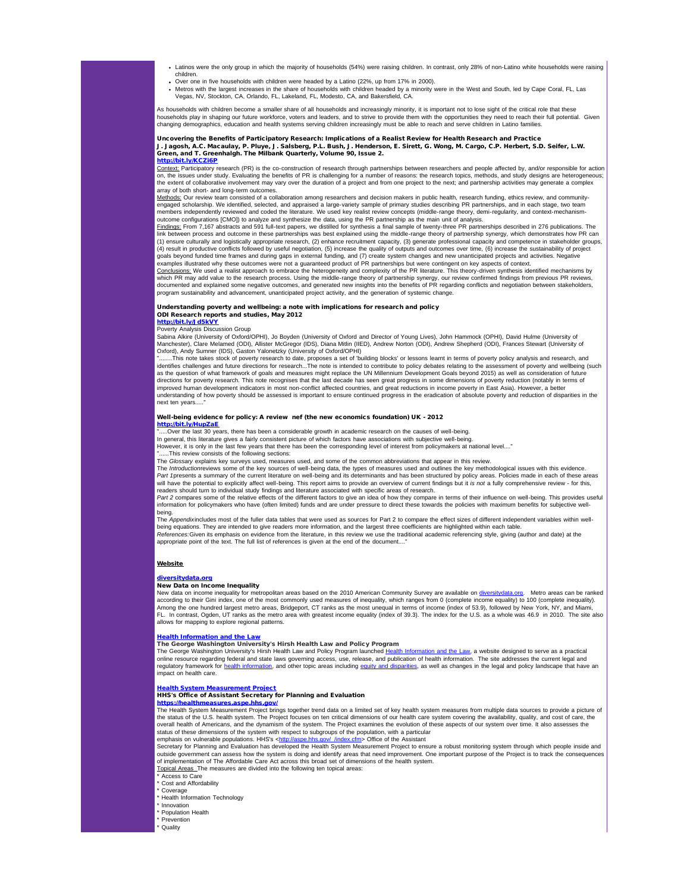- Latinos were the only group in which the majority of households (54%) were raising children. In contrast, only 28% of non-Latino white households were raising children.
- Over one in five households with children were headed by a Latino (22%, up from 17% in 2000).
- Metros with the largest increases in the share of households with children headed by a minority were in the West and South, led by Cape Coral, FL, Las Vegas, NV, Stockton, CA, Orlando, FL, Lakeland, FL, Modesto, CA, and Bakersfield, CA.

As households with children become a smaller share of all households and increasingly minority, it is important not to lose sight of the critical role that these households play in shaping our future workforce, voters and leaders, and to strive to provide them with the opportunities they need to reach their full potential. Given changing demographics, education and health systems serving children increasingly must be able to reach and serve children in Latino families.

**Uncovering the Benefits of Participatory Research: Implications of a Realist Review for Health Research and Practice**
**J. Jagosh, A.C. Macaulay, P. Pluye, J. Salsberg, P.L. Bush, J. Henderson, E. Sirett, G. Wong, M. Cargo, C.P. Herbert, S.D. Seifer, L.W. Green, and T. Greenhalgh. The Milbank Quarterly, Volume 90, Issue 2.**
**http://bit.ly/KCZi6P**

Context: Participatory research (PR) is the co-construction of research through partnerships between researchers and people affected by, and/or responsible for action on, the issues under study. Evaluating the benefits of PR is challenging for a number of reasons: the research topics, methods, and study designs are heterogeneous; the extent of collaborative involvement may vary over the duration of a project and from one project to the next; and partnership activities may generate a complex array of both short- and long-term outcomes.
Methods: Our review team consisted of a collaboration among researchers and decision makers in public health, research funding, ethics review, and community-engaged scholarship. We identified, selected, and appraised a large-variety sample of primary studies describing PR partnerships, and in each stage, two team members independently reviewed and coded the literature. We used key realist review concepts (middle-range theory, demi-regularity, and context-mechanism-outcome configurations [CMO]) to analyze and synthesize the data, using the PR partnership as the main unit of analysis.
Findings: From 7,167 abstracts and 591 full-text papers, we distilled for synthesis a final sample of twenty-three PR partnerships described in 276 publications. The link between process and outcome in these partnerships was best explained using the middle-range theory of partnership synergy, which demonstrates how PR can (1) ensure culturally and logistically appropriate research, (2) enhance recruitment capacity, (3) generate professional capacity and competence in stakeholder groups, (4) result in productive conflicts followed by useful negotiation, (5) increase the quality of outputs and outcomes over time, (6) increase the sustainability of project goals beyond funded time frames and during gaps in external funding, and (7) create system changes and new unanticipated projects and activities. Negative examples illustrated why these outcomes were not a guaranteed product of PR partnerships but were contingent on key aspects of context.
Conclusions: We used a realist approach to embrace the heterogeneity and complexity of the PR literature. This theory-driven synthesis identified mechanisms by which PR may add value to the research process. Using the middle-range theory of partnership synergy, our review confirmed findings from previous PR reviews, documented and explained some negative outcomes, and generated new insights into the benefits of PR regarding conflicts and negotiation between stakeholders, program sustainability and advancement, unanticipated project activity, and the generation of systemic change.

**Understanding poverty and wellbeing: a note with implications for research and policy**
**ODI Research reports and studies, May 2012**
**http://bit.ly/Jd5kVY**
Poverty Analysis Discussion Group
Sabina Alkire (University of Oxford/OPHI), Jo Boyden (University of Oxford and Director of Young Lives), John Hammock (OPHI), David Hulme (University of Manchester), Clare Melamed (ODI), Allister McGregor (IDS), Diana Mitlin (IIED), Andrew Norton (ODI), Andrew Shepherd (ODI), Frances Stewart (University of Oxford), Andy Sumner (IDS), Gaston Yalonetzky (University of Oxford/OPHI)
".......This note takes stock of poverty research to date, proposes a set of 'building blocks' or lessons learnt in terms of poverty policy analysis and research, and identifies challenges and future directions for research...The note is intended to contribute to policy debates relating to the assessment of poverty and wellbeing (such as the question of what framework of goals and measures might replace the UN Millennium Development Goals beyond 2015) as well as consideration of future directions for poverty research. This note recognises that the last decade has seen great progress in some dimensions of poverty reduction (notably in terms of improved human development indicators in most non-conflict affected countries, and great reductions in income poverty in East Asia). However, a better understanding of how poverty should be assessed is important to ensure continued progress in the eradication of absolute poverty and reduction of disparities in the next ten years....."

**Well-being evidence for policy: A review nef (the new economics foundation) UK - 2012**
**http://bit.ly/HupZaE**
".....Over the last 30 years, there has been a considerable growth in academic research on the causes of well-being.
In general, this literature gives a fairly consistent picture of which factors have associations with subjective well-being.
However, it is only in the last few years that there has been the corresponding level of interest from policymakers at national level...."
"......This review consists of the following sections:
The *Glossary* explains key surveys used, measures used, and some of the common abbreviations that appear in this review.
The *Introduction*reviews some of the key sources of well-being data, the types of measures used and outlines the key methodological issues with this evidence.
*Part 1*presents a summary of the current literature on well-being and its determinants and has been structured by policy areas. Policies made in each of these areas will have the potential to explicitly affect well-being. This report aims to provide an overview of current findings but it *is not* a fully comprehensive review - for this, readers should turn to individual study findings and literature associated with specific areas of research.
*Part 2* compares some of the relative effects of the different factors to give an idea of how they compare in terms of their influence on well-being. This provides useful information for policymakers who have (often limited) funds and are under pressure to direct these towards the policies with maximum benefits for subjective well-being.
The *Appendix*includes most of the fuller data tables that were used as sources for Part 2 to compare the effect sizes of different independent variables within well-being equations. They are intended to give readers more information, and the largest three coefficients are highlighted within each table.
*References:*Given its emphasis on evidence from the literature, in this review we use the traditional academic referencing style, giving (author and date) at the appropriate point of the text. The full list of references is given at the end of the document...."

## Website

**diversitydata.org**
**New Data on Income Inequality**
New data on income inequality for metropolitan areas based on the 2010 American Community Survey are available on diversitydata.org. Metro areas can be ranked according to their Gini index, one of the most commonly used measures of inequality, which ranges from 0 (complete income equality) to 100 (complete inequality). Among the one hundred largest metro areas, Bridgeport, CT ranks as the most unequal in terms of income (index of 53.9), followed by New York, NY, and Miami, FL. In contrast, Ogden, UT ranks as the metro area with greatest income equality (index of 39.3). The index for the U.S. as a whole was 46.9 in 2010. The site also allows for mapping to explore regional patterns.

**Health Information and the Law**
**The George Washington University's Hirsh Health Law and Policy Program**
The George Washington University's Hirsh Health Law and Policy Program launched Health Information and the Law, a website designed to serve as a practical online resource regarding federal and state laws governing access, use, release, and publication of health information. The site addresses the current legal and regulatory framework for health information, and other topic areas including equity and disparities, as well as changes in the legal and policy landscape that have an impact on health care.

**Health System Measurement Project**
**HHS's Office of Assistant Secretary for Planning and Evaluation**
**https://healthmeasures.aspe.hhs.gov/**
The Health System Measurement Project brings together trend data on a limited set of key health system measures from multiple data sources to provide a picture of the status of the U.S. health system. The Project focuses on ten critical dimensions of our health care system covering the availability, quality, and cost of care, the overall health of Americans, and the dynamism of the system. The Project examines the evolution of these aspects of our system over time. It also assesses the status of these dimensions of the system with respect to subgroups of the population, with a particular
emphasis on vulnerable populations. HHS's <http://aspe.hhs.gov/_/index.cfm> Office of the Assistant
Secretary for Planning and Evaluation has developed the Health System Measurement Project to ensure a robust monitoring system through which people inside and outside government can assess how the system is doing and identify areas that need improvement. One important purpose of the Project is to track the consequences of implementation of The Affordable Care Act across this broad set of dimensions of the health system.
Topical Areas The measures are divided into the following ten topical areas:
* Access to Care
* Cost and Affordability
* Coverage
* Health Information Technology
* Innovation
* Population Health
* Prevention
* Quality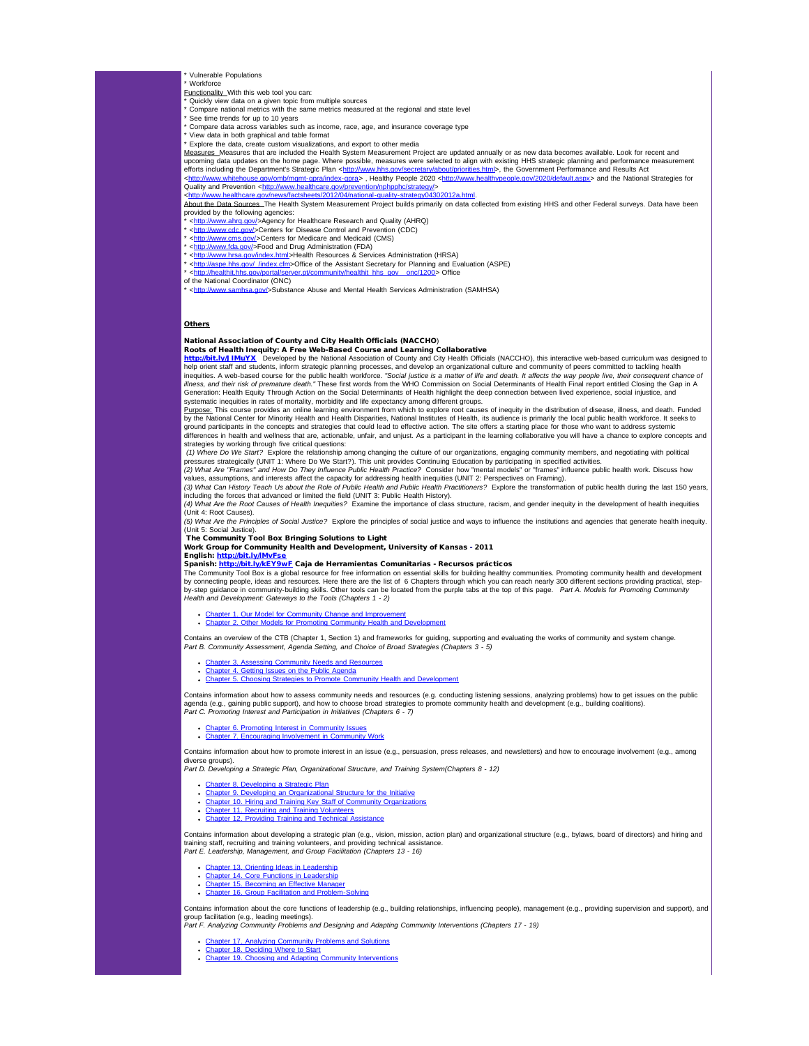* Vulnerable Populations
* Workforce

Functionality With this web tool you can:

* Quickly view data on a given topic from multiple sources
* Compare national metrics with the same metrics measured at the regional and state level
* See time trends for up to 10 years
* Compare data across variables such as income, race, age, and insurance coverage type
* View data in both graphical and table format
* Explore the data, create custom visualizations, and export to other media

Measures Measures that are included the Health System Measurement Project are updated annually or as new data becomes available. Look for recent and upcoming data updates on the home page. Where possible, measures were selected to align with existing HHS strategic planning and performance measurement efforts including the Department's Strategic Plan <http://www.hhs.gov/secretary/about/priorities.html>, the Government Performance and Results Act <http://www.whitehouse.gov/omb/mgmt-gpra/index-gpra> , Healthy People 2020 <http://www.healthypeople.gov/2020/default.aspx> and the National Strategies for Quality and Prevention <http://www.healthcare.gov/prevention/nphpphc/strategy/> <http://www.healthcare.gov/news/factsheets/2012/04/national-quality-strategy04302012a.html.

About the Data Sources The Health System Measurement Project builds primarily on data collected from existing HHS and other Federal surveys. Data have been provided by the following agencies:

* <http://www.ahrq.gov/>Agency for Healthcare Research and Quality (AHRQ)
* <http://www.cdc.gov/>Centers for Disease Control and Prevention (CDC)
* <http://www.cms.gov/>Centers for Medicare and Medicaid (CMS)
* <http://www.fda.gov/>Food and Drug Administration (FDA)
* <http://www.hrsa.gov/index.html>Health Resources & Services Administration (HRSA)
* <http://aspe.hhs.gov/_/index.cfm>Office of the Assistant Secretary for Planning and Evaluation (ASPE)
* <http://healthit.hhs.gov/portal/server.pt/community/healthit_hhs_gov__onc/1200> Office of the National Coordinator (ONC)
* <http://www.samhsa.gov/>Substance Abuse and Mental Health Services Administration (SAMHSA)

## Others

**National Association of County and City Health Officials (NACCHO)**

**Roots of Health Inequity: A Free Web-Based Course and Learning Collaborative**

**http://bit.ly/JIMuYX** Developed by the National Association of County and City Health Officials (NACCHO), this interactive web-based curriculum was designed to help orient staff and students, inform strategic planning processes, and develop an organizational culture and community of peers committed to tackling health inequities. A web-based course for the public health workforce. *"Social justice is a matter of life and death. It affects the way people live, their consequent chance of illness, and their risk of premature death."* These first words from the WHO Commission on Social Determinants of Health Final report entitled Closing the Gap in A Generation: Health Equity Through Action on the Social Determinants of Health highlight the deep connection between lived experience, social injustice, and systematic inequities in rates of mortality, morbidity and life expectancy among different groups.

Purpose: This course provides an online learning environment from which to explore root causes of inequity in the distribution of disease, illness, and death. Funded by the National Center for Minority Health and Health Disparities, National Institutes of Health, its audience is primarily the local public health workforce. It seeks to ground participants in the concepts and strategies that could lead to effective action. The site offers a starting place for those who want to address systemic differences in health and wellness that are, actionable, unfair, and unjust. As a participant in the learning collaborative you will have a chance to explore concepts and strategies by working through five critical questions:

*(1) Where Do We Start?* Explore the relationship among changing the culture of our organizations, engaging community members, and negotiating with political pressures strategically (UNIT 1: Where Do We Start?). This unit provides Continuing Education by participating in specified activities.

*(2) What Are "Frames" and How Do They Influence Public Health Practice?* Consider how "mental models" or "frames" influence public health work. Discuss how values, assumptions, and interests affect the capacity for addressing health inequities (UNIT 2: Perspectives on Framing).

*(3) What Can History Teach Us about the Role of Public Health and Public Health Practitioners?* Explore the transformation of public health during the last 150 years, including the forces that advanced or limited the field (UNIT 3: Public Health History).

*(4) What Are the Root Causes of Health Inequities?* Examine the importance of class structure, racism, and gender inequity in the development of health inequities (Unit 4: Root Causes).

*(5) What Are the Principles of Social Justice?* Explore the principles of social justice and ways to influence the institutions and agencies that generate health inequity. (Unit 5: Social Justice).

**The Community Tool Box Bringing Solutions to Light**

**Work Group for Community Health and Development, University of Kansas - 2011**

**English: http://bit.ly/lMvFse**

**Spanish: http://bit.ly/kEY9wF Caja de Herramientas Comunitarias - Recursos prácticos**

The Community Tool Box is a global resource for free information on essential skills for building healthy communities. Promoting community health and development by connecting people, ideas and resources. Here there are the list of 6 Chapters through which you can reach nearly 300 different sections providing practical, step-by-step guidance in community-building skills. Other tools can be located from the purple tabs at the top of this page. *Part A. Models for Promoting Community Health and Development: Gateways to the Tools (Chapters 1 - 2)*

- Chapter 1. Our Model for Community Change and Improvement
- Chapter 2. Other Models for Promoting Community Health and Development

Contains an overview of the CTB (Chapter 1, Section 1) and frameworks for guiding, supporting and evaluating the works of community and system change.
*Part B. Community Assessment, Agenda Setting, and Choice of Broad Strategies (Chapters 3 - 5)*

- Chapter 3. Assessing Community Needs and Resources
- Chapter 4. Getting Issues on the Public Agenda
- Chapter 5. Choosing Strategies to Promote Community Health and Development

Contains information about how to assess community needs and resources (e.g. conducting listening sessions, analyzing problems) how to get issues on the public agenda (e.g., gaining public support), and how to choose broad strategies to promote community health and development (e.g., building coalitions).
*Part C. Promoting Interest and Participation in Initiatives (Chapters 6 - 7)*

- Chapter 6. Promoting Interest in Community Issues
- Chapter 7. Encouraging Involvement in Community Work

Contains information about how to promote interest in an issue (e.g., persuasion, press releases, and newsletters) and how to encourage involvement (e.g., among diverse groups).
*Part D. Developing a Strategic Plan, Organizational Structure, and Training System(Chapters 8 - 12)*

- Chapter 8. Developing a Strategic Plan
- Chapter 9. Developing an Organizational Structure for the Initiative
- Chapter 10. Hiring and Training Key Staff of Community Organizations
- Chapter 11. Recruiting and Training Volunteers
- Chapter 12. Providing Training and Technical Assistance

Contains information about developing a strategic plan (e.g., vision, mission, action plan) and organizational structure (e.g., bylaws, board of directors) and hiring and training staff, recruiting and training volunteers, and providing technical assistance.
*Part E. Leadership, Management, and Group Facilitation (Chapters 13 - 16)*

- Chapter 13. Orienting Ideas in Leadership
- Chapter 14. Core Functions in Leadership
- Chapter 15. Becoming an Effective Manager
- Chapter 16. Group Facilitation and Problem-Solving

Contains information about the core functions of leadership (e.g., building relationships, influencing people), management (e.g., providing supervision and support), and group facilitation (e.g., leading meetings).
*Part F. Analyzing Community Problems and Designing and Adapting Community Interventions (Chapters 17 - 19)*

- Chapter 17. Analyzing Community Problems and Solutions
- Chapter 18. Deciding Where to Start
- Chapter 19. Choosing and Adapting Community Interventions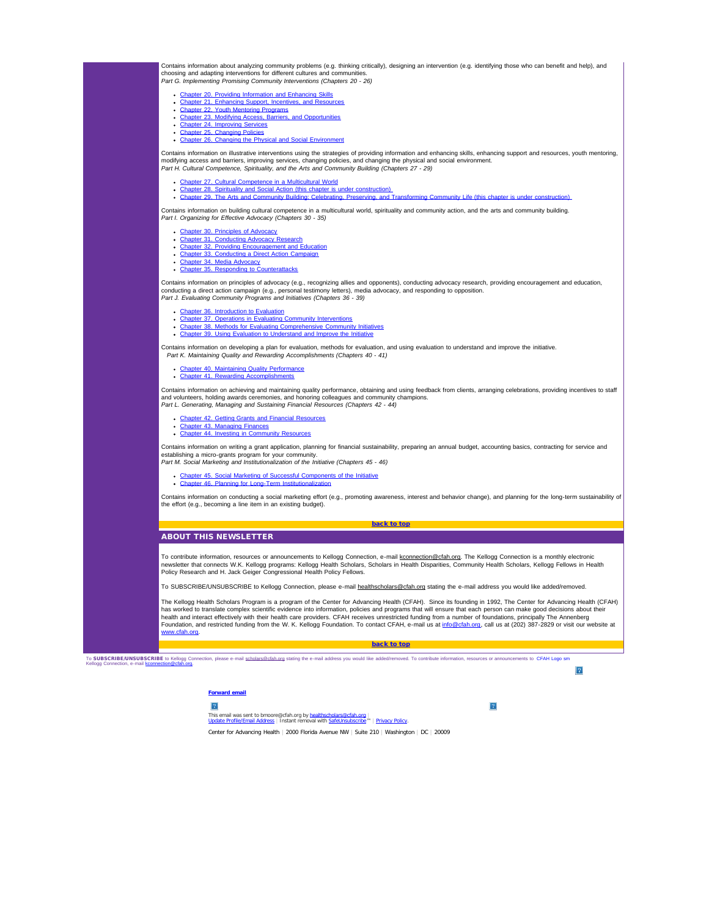Contains information about analyzing community problems (e.g. thinking critically), designing an intervention (e.g. identifying those who can benefit and help), and choosing and adapting interventions for different cultures and communities.

*Part G. Implementing Promising Community Interventions (Chapters 20 - 26)*

- Chapter 20. Providing Information and Enhancing Skills
- Chapter 21. Enhancing Support, Incentives, and Resources
- Chapter 22. Youth Mentoring Programs
- Chapter 23. Modifying Access, Barriers, and Opportunities
- Chapter 24. Improving Services
- Chapter 25. Changing Policies
- Chapter 26. Changing the Physical and Social Environment

Contains information on illustrative interventions using the strategies of providing information and enhancing skills, enhancing support and resources, youth mentoring, modifying access and barriers, improving services, changing policies, and changing the physical and social environment.

*Part H. Cultural Competence, Spirituality, and the Arts and Community Building (Chapters 27 - 29)*

- Chapter 27. Cultural Competence in a Multicultural World
- Chapter 28. Spirituality and Social Action (this chapter is under construction)
- Chapter 29. The Arts and Community Building: Celebrating, Preserving, and Transforming Community Life (this chapter is under construction)

Contains information on building cultural competence in a multicultural world, spirituality and community action, and the arts and community building.

*Part I. Organizing for Effective Advocacy (Chapters 30 - 35)*

- Chapter 30. Principles of Advocacy
- Chapter 31. Conducting Advocacy Research
- Chapter 32. Providing Encouragement and Education
- Chapter 33. Conducting a Direct Action Campaign
- Chapter 34. Media Advocacy
- Chapter 35. Responding to Counterattacks

Contains information on principles of advocacy (e.g., recognizing allies and opponents), conducting advocacy research, providing encouragement and education, conducting a direct action campaign (e.g., personal testimony letters), media advocacy, and responding to opposition.

*Part J. Evaluating Community Programs and Initiatives (Chapters 36 - 39)*

- Chapter 36. Introduction to Evaluation
- Chapter 37. Operations in Evaluating Community Interventions
- Chapter 38. Methods for Evaluating Comprehensive Community Initiatives
- Chapter 39. Using Evaluation to Understand and Improve the Initiative

Contains information on developing a plan for evaluation, methods for evaluation, and using evaluation to understand and improve the initiative.

*Part K. Maintaining Quality and Rewarding Accomplishments (Chapters 40 - 41)*

- Chapter 40. Maintaining Quality Performance
- Chapter 41. Rewarding Accomplishments

Contains information on achieving and maintaining quality performance, obtaining and using feedback from clients, arranging celebrations, providing incentives to staff and volunteers, holding awards ceremonies, and honoring colleagues and community champions.

*Part L. Generating, Managing and Sustaining Financial Resources (Chapters 42 - 44)*

- Chapter 42. Getting Grants and Financial Resources
- Chapter 43. Managing Finances
- Chapter 44. Investing in Community Resources

Contains information on writing a grant application, planning for financial sustainability, preparing an annual budget, accounting basics, contracting for service and establishing a micro-grants program for your community.

*Part M. Social Marketing and Institutionalization of the Initiative (Chapters 45 - 46)*

- Chapter 45. Social Marketing of Successful Components of the Initiative
- Chapter 46. Planning for Long-Term Institutionalization

Contains information on conducting a social marketing effort (e.g., promoting awareness, interest and behavior change), and planning for the long-term sustainability of the effort (e.g., becoming a line item in an existing budget).

**back to top**

## ABOUT THIS NEWSLETTER

To contribute information, resources or announcements to Kellogg Connection, e-mail kconnection@cfah.org. The Kellogg Connection is a monthly electronic newsletter that connects W.K. Kellogg programs: Kellogg Health Scholars, Scholars in Health Disparities, Community Health Scholars, Kellogg Fellows in Health Policy Research and H. Jack Geiger Congressional Health Policy Fellows.

To SUBSCRIBE/UNSUBSCRIBE to Kellogg Connection, please e-mail healthscholars@cfah.org stating the e-mail address you would like added/removed.

The Kellogg Health Scholars Program is a program of the Center for Advancing Health (CFAH). Since its founding in 1992, The Center for Advancing Health (CFAH) has worked to translate complex scientific evidence into information, policies and programs that will ensure that each person can make good decisions about their health and interact effectively with their health care providers. CFAH receives unrestricted funding from a number of foundations, principally The Annenberg Foundation, and restricted funding from the W. K. Kellogg Foundation. To contact CFAH, e-mail us at info@cfah.org, call us at (202) 387-2829 or visit our website at www.cfah.org.

**back to top**

To **SUBSCRIBE/UNSUBSCRIBE** to Kellogg Connection, please e-mail scholars@cfah.org stating the e-mail address you would like added/removed. To contribute information, resources or announcements to Kellogg Connection, e-mail kconnection@cfah.org. CFAH Logo sm

**Forward email**

This email was sent to bmoore@cfah.org by healthscholars@cfah.org | Update Profile/Email Address | Instant removal with SafeUnsubscribe™ | Privacy Policy.

Center for Advancing Health | 2000 Florida Avenue NW | Suite 210 | Washington | DC | 20009